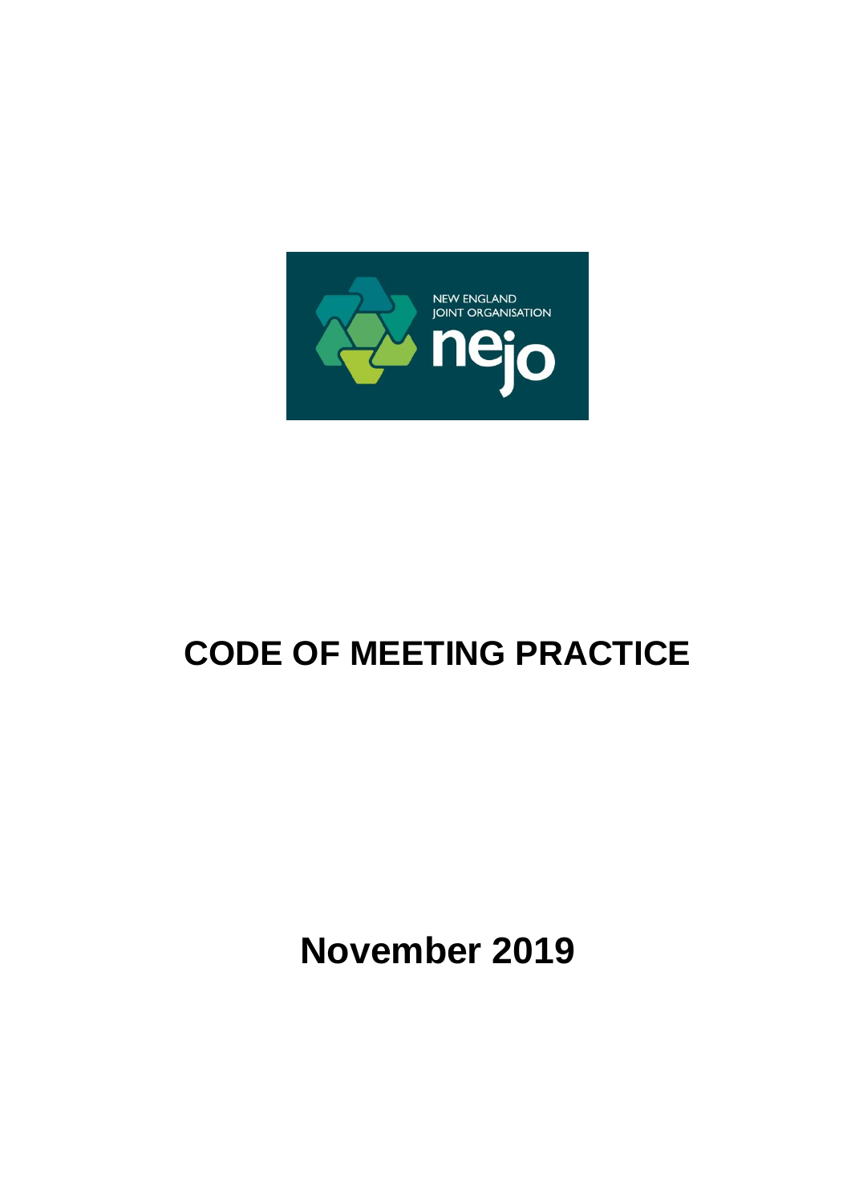NEW ENGLAND JOINT ORGANISATION

nejo

# CODE OF MEETING PRACTICE

## November 2019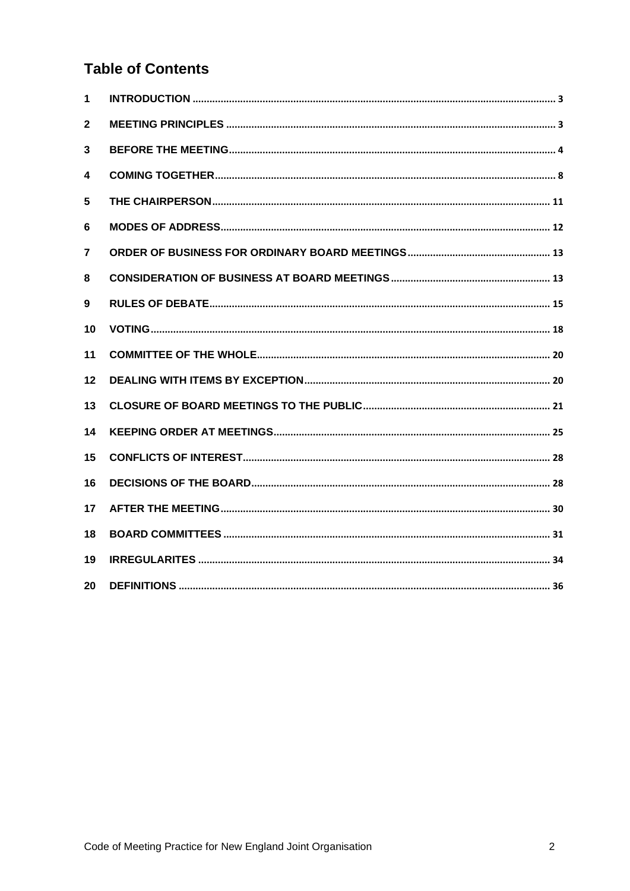## Table of Contents

| | | |
|---|---|---|
| 1 | INTRODUCTION | 3 |
| 2 | MEETING PRINCIPLES | 3 |
| 3 | BEFORE THE MEETING | 4 |
| 4 | COMING TOGETHER | 8 |
| 5 | THE CHAIRPERSON | 11 |
| 6 | MODES OF ADDRESS | 12 |
| 7 | ORDER OF BUSINESS FOR ORDINARY BOARD MEETINGS | 13 |
| 8 | CONSIDERATION OF BUSINESS AT BOARD MEETINGS | 13 |
| 9 | RULES OF DEBATE | 15 |
| 10 | VOTING | 18 |
| 11 | COMMITTEE OF THE WHOLE | 20 |
| 12 | DEALING WITH ITEMS BY EXCEPTION | 20 |
| 13 | CLOSURE OF BOARD MEETINGS TO THE PUBLIC | 21 |
| 14 | KEEPING ORDER AT MEETINGS | 25 |
| 15 | CONFLICTS OF INTEREST | 28 |
| 16 | DECISIONS OF THE BOARD | 28 |
| 17 | AFTER THE MEETING | 30 |
| 18 | BOARD COMMITTEES | 31 |
| 19 | IRREGULARITES | 34 |
| 20 | DEFINITIONS | 36 |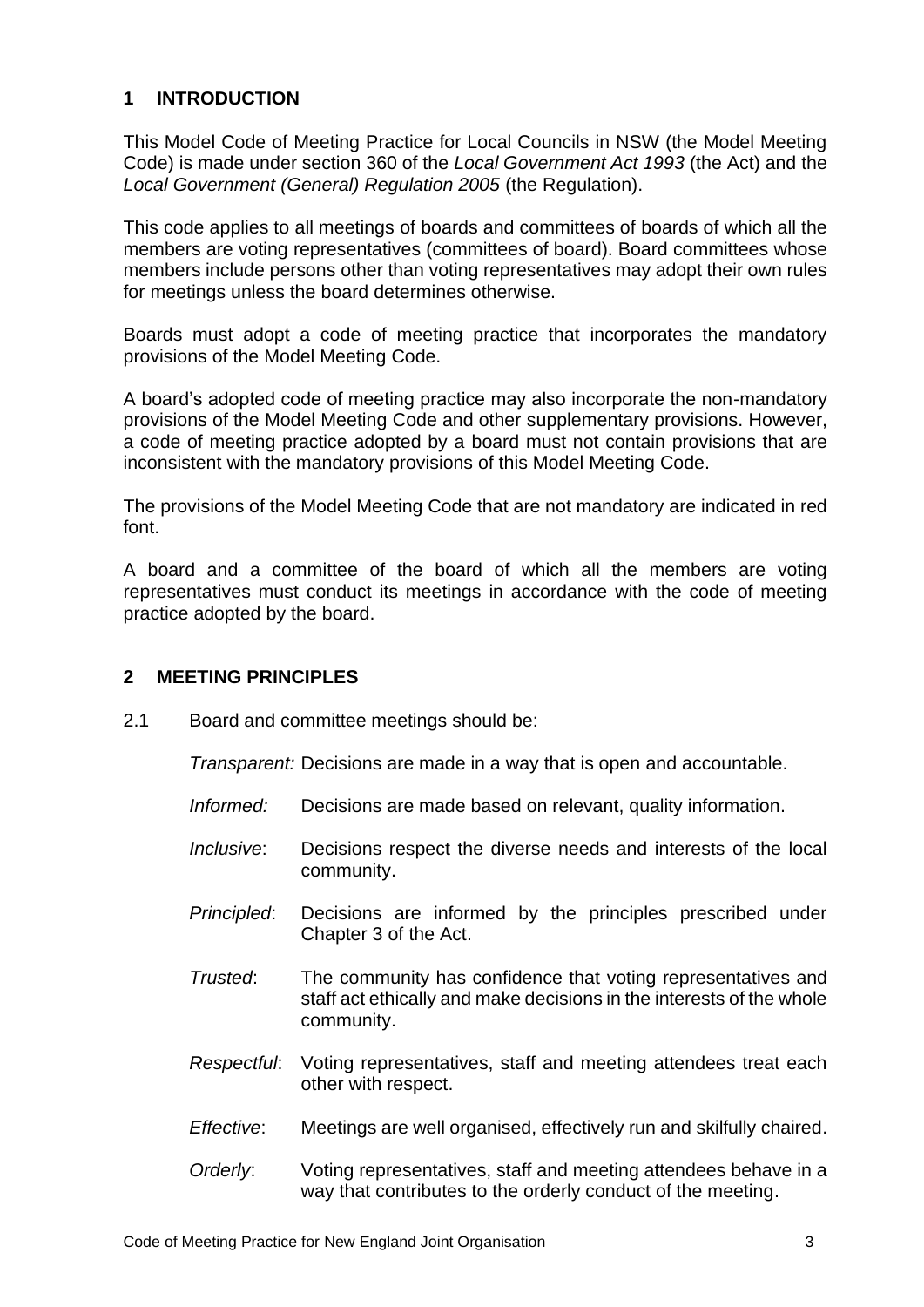## 1 INTRODUCTION

This Model Code of Meeting Practice for Local Councils in NSW (the Model Meeting Code) is made under section 360 of the *Local Government Act 1993* (the Act) and the *Local Government (General) Regulation 2005* (the Regulation).

This code applies to all meetings of boards and committees of boards of which all the members are voting representatives (committees of board). Board committees whose members include persons other than voting representatives may adopt their own rules for meetings unless the board determines otherwise.

Boards must adopt a code of meeting practice that incorporates the mandatory provisions of the Model Meeting Code.

A board's adopted code of meeting practice may also incorporate the non-mandatory provisions of the Model Meeting Code and other supplementary provisions. However, a code of meeting practice adopted by a board must not contain provisions that are inconsistent with the mandatory provisions of this Model Meeting Code.

The provisions of the Model Meeting Code that are not mandatory are indicated in red font.

A board and a committee of the board of which all the members are voting representatives must conduct its meetings in accordance with the code of meeting practice adopted by the board.

## 2 MEETING PRINCIPLES

2.1 Board and committee meetings should be:

*Transparent:* Decisions are made in a way that is open and accountable.

*Informed:* Decisions are made based on relevant, quality information.

*Inclusive*: Decisions respect the diverse needs and interests of the local community.

*Principled*: Decisions are informed by the principles prescribed under Chapter 3 of the Act.

*Trusted*: The community has confidence that voting representatives and staff act ethically and make decisions in the interests of the whole community.

*Respectful*: Voting representatives, staff and meeting attendees treat each other with respect.

*Effective*: Meetings are well organised, effectively run and skilfully chaired.

*Orderly*: Voting representatives, staff and meeting attendees behave in a way that contributes to the orderly conduct of the meeting.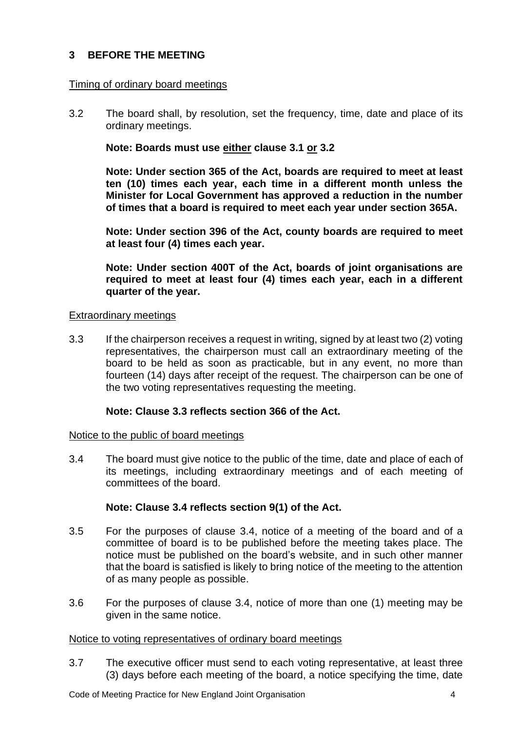## 3 BEFORE THE MEETING

Timing of ordinary board meetings

3.2 The board shall, by resolution, set the frequency, time, date and place of its ordinary meetings.

**Note: Boards must use either clause 3.1 or 3.2**

**Note: Under section 365 of the Act, boards are required to meet at least ten (10) times each year, each time in a different month unless the Minister for Local Government has approved a reduction in the number of times that a board is required to meet each year under section 365A.**

**Note: Under section 396 of the Act, county boards are required to meet at least four (4) times each year.**

**Note: Under section 400T of the Act, boards of joint organisations are required to meet at least four (4) times each year, each in a different quarter of the year.**

Extraordinary meetings

3.3 If the chairperson receives a request in writing, signed by at least two (2) voting representatives, the chairperson must call an extraordinary meeting of the board to be held as soon as practicable, but in any event, no more than fourteen (14) days after receipt of the request. The chairperson can be one of the two voting representatives requesting the meeting.

**Note: Clause 3.3 reflects section 366 of the Act.**

Notice to the public of board meetings

3.4 The board must give notice to the public of the time, date and place of each of its meetings, including extraordinary meetings and of each meeting of committees of the board.

**Note: Clause 3.4 reflects section 9(1) of the Act.**

3.5 For the purposes of clause 3.4, notice of a meeting of the board and of a committee of board is to be published before the meeting takes place. The notice must be published on the board's website, and in such other manner that the board is satisfied is likely to bring notice of the meeting to the attention of as many people as possible.

3.6 For the purposes of clause 3.4, notice of more than one (1) meeting may be given in the same notice.

Notice to voting representatives of ordinary board meetings

3.7 The executive officer must send to each voting representative, at least three (3) days before each meeting of the board, a notice specifying the time, date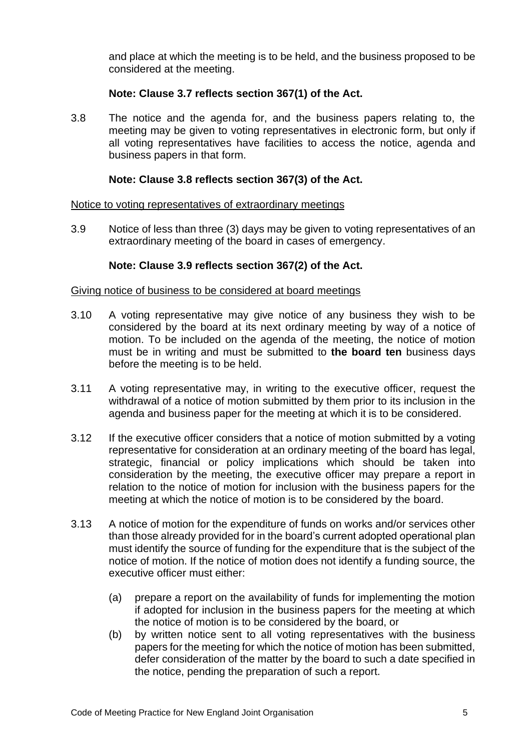and place at which the meeting is to be held, and the business proposed to be considered at the meeting.

**Note: Clause 3.7 reflects section 367(1) of the Act.**

3.8 The notice and the agenda for, and the business papers relating to, the meeting may be given to voting representatives in electronic form, but only if all voting representatives have facilities to access the notice, agenda and business papers in that form.

**Note: Clause 3.8 reflects section 367(3) of the Act.**

<u>Notice to voting representatives of extraordinary meetings</u>

3.9 Notice of less than three (3) days may be given to voting representatives of an extraordinary meeting of the board in cases of emergency.

**Note: Clause 3.9 reflects section 367(2) of the Act.**

<u>Giving notice of business to be considered at board meetings</u>

3.10 A voting representative may give notice of any business they wish to be considered by the board at its next ordinary meeting by way of a notice of motion. To be included on the agenda of the meeting, the notice of motion must be in writing and must be submitted to **the board ten** business days before the meeting is to be held.

3.11 A voting representative may, in writing to the executive officer, request the withdrawal of a notice of motion submitted by them prior to its inclusion in the agenda and business paper for the meeting at which it is to be considered.

3.12 If the executive officer considers that a notice of motion submitted by a voting representative for consideration at an ordinary meeting of the board has legal, strategic, financial or policy implications which should be taken into consideration by the meeting, the executive officer may prepare a report in relation to the notice of motion for inclusion with the business papers for the meeting at which the notice of motion is to be considered by the board.

3.13 A notice of motion for the expenditure of funds on works and/or services other than those already provided for in the board's current adopted operational plan must identify the source of funding for the expenditure that is the subject of the notice of motion. If the notice of motion does not identify a funding source, the executive officer must either:

(a) prepare a report on the availability of funds for implementing the motion if adopted for inclusion in the business papers for the meeting at which the notice of motion is to be considered by the board, or

(b) by written notice sent to all voting representatives with the business papers for the meeting for which the notice of motion has been submitted, defer consideration of the matter by the board to such a date specified in the notice, pending the preparation of such a report.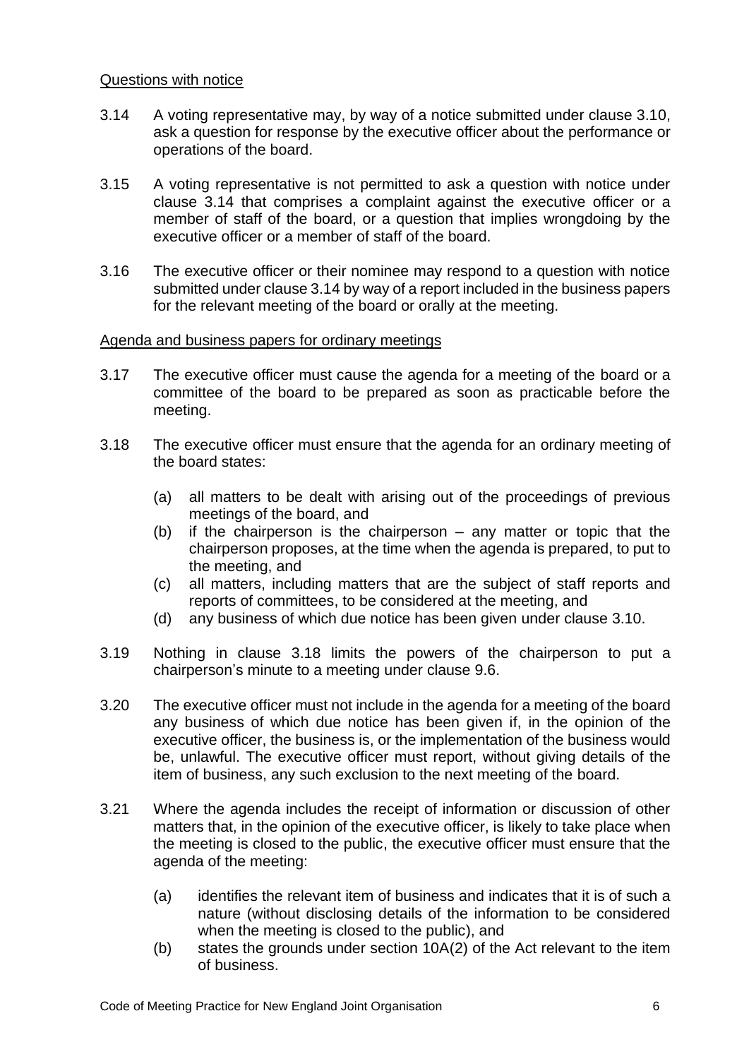Questions with notice

3.14 A voting representative may, by way of a notice submitted under clause 3.10, ask a question for response by the executive officer about the performance or operations of the board.

3.15 A voting representative is not permitted to ask a question with notice under clause 3.14 that comprises a complaint against the executive officer or a member of staff of the board, or a question that implies wrongdoing by the executive officer or a member of staff of the board.

3.16 The executive officer or their nominee may respond to a question with notice submitted under clause 3.14 by way of a report included in the business papers for the relevant meeting of the board or orally at the meeting.

Agenda and business papers for ordinary meetings

3.17 The executive officer must cause the agenda for a meeting of the board or a committee of the board to be prepared as soon as practicable before the meeting.

3.18 The executive officer must ensure that the agenda for an ordinary meeting of the board states:

- (a) all matters to be dealt with arising out of the proceedings of previous meetings of the board, and
- (b) if the chairperson is the chairperson – any matter or topic that the chairperson proposes, at the time when the agenda is prepared, to put to the meeting, and
- (c) all matters, including matters that are the subject of staff reports and reports of committees, to be considered at the meeting, and
- (d) any business of which due notice has been given under clause 3.10.

3.19 Nothing in clause 3.18 limits the powers of the chairperson to put a chairperson's minute to a meeting under clause 9.6.

3.20 The executive officer must not include in the agenda for a meeting of the board any business of which due notice has been given if, in the opinion of the executive officer, the business is, or the implementation of the business would be, unlawful. The executive officer must report, without giving details of the item of business, any such exclusion to the next meeting of the board.

3.21 Where the agenda includes the receipt of information or discussion of other matters that, in the opinion of the executive officer, is likely to take place when the meeting is closed to the public, the executive officer must ensure that the agenda of the meeting:

- (a) identifies the relevant item of business and indicates that it is of such a nature (without disclosing details of the information to be considered when the meeting is closed to the public), and
- (b) states the grounds under section 10A(2) of the Act relevant to the item of business.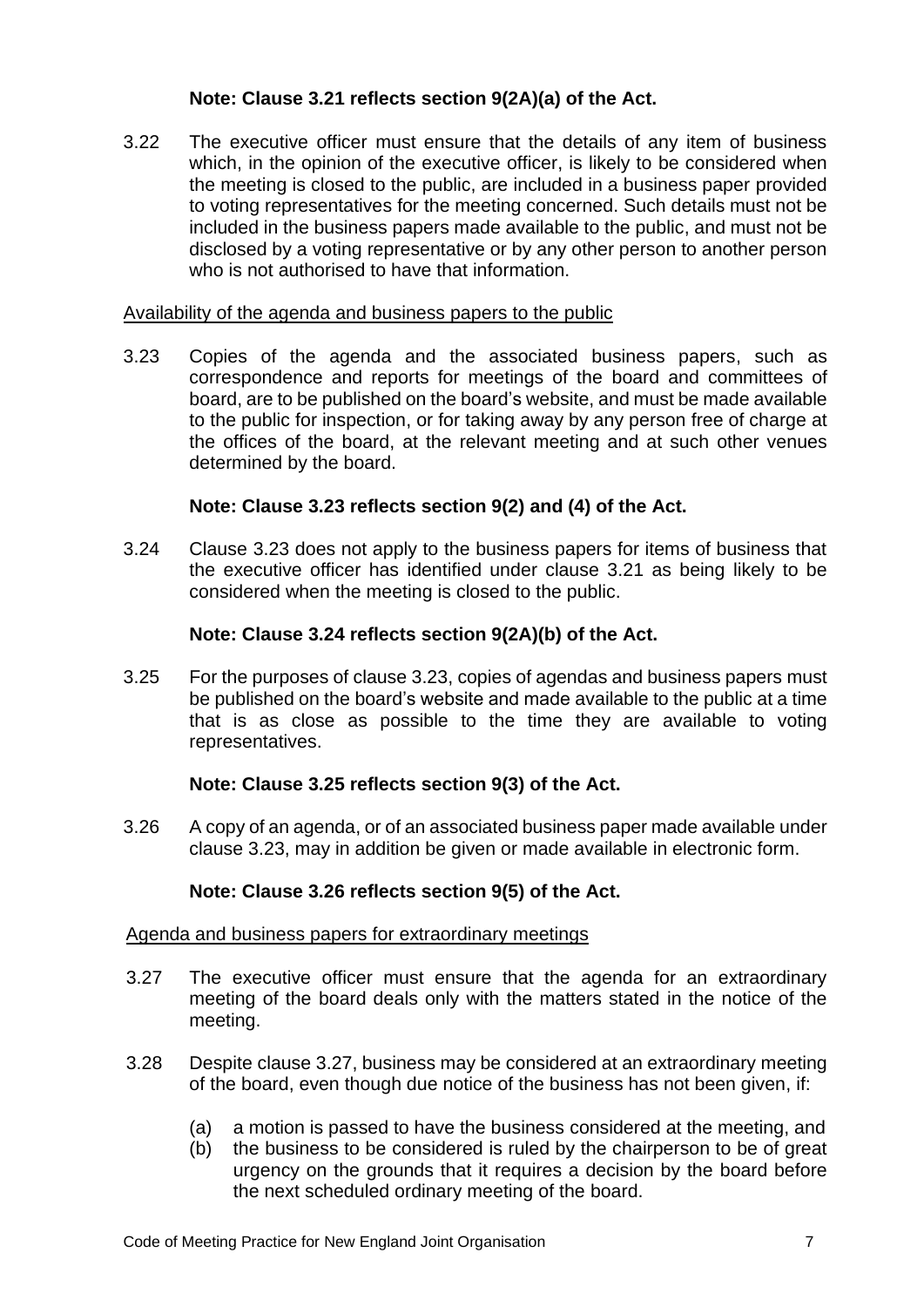**Note: Clause 3.21 reflects section 9(2A)(a) of the Act.**

3.22 The executive officer must ensure that the details of any item of business which, in the opinion of the executive officer, is likely to be considered when the meeting is closed to the public, are included in a business paper provided to voting representatives for the meeting concerned. Such details must not be included in the business papers made available to the public, and must not be disclosed by a voting representative or by any other person to another person who is not authorised to have that information.

Availability of the agenda and business papers to the public

3.23 Copies of the agenda and the associated business papers, such as correspondence and reports for meetings of the board and committees of board, are to be published on the board's website, and must be made available to the public for inspection, or for taking away by any person free of charge at the offices of the board, at the relevant meeting and at such other venues determined by the board.

**Note: Clause 3.23 reflects section 9(2) and (4) of the Act.**

3.24 Clause 3.23 does not apply to the business papers for items of business that the executive officer has identified under clause 3.21 as being likely to be considered when the meeting is closed to the public.

**Note: Clause 3.24 reflects section 9(2A)(b) of the Act.**

3.25 For the purposes of clause 3.23, copies of agendas and business papers must be published on the board's website and made available to the public at a time that is as close as possible to the time they are available to voting representatives.

**Note: Clause 3.25 reflects section 9(3) of the Act.**

3.26 A copy of an agenda, or of an associated business paper made available under clause 3.23, may in addition be given or made available in electronic form.

**Note: Clause 3.26 reflects section 9(5) of the Act.**

Agenda and business papers for extraordinary meetings

3.27 The executive officer must ensure that the agenda for an extraordinary meeting of the board deals only with the matters stated in the notice of the meeting.

3.28 Despite clause 3.27, business may be considered at an extraordinary meeting of the board, even though due notice of the business has not been given, if:

(a) a motion is passed to have the business considered at the meeting, and
(b) the business to be considered is ruled by the chairperson to be of great urgency on the grounds that it requires a decision by the board before the next scheduled ordinary meeting of the board.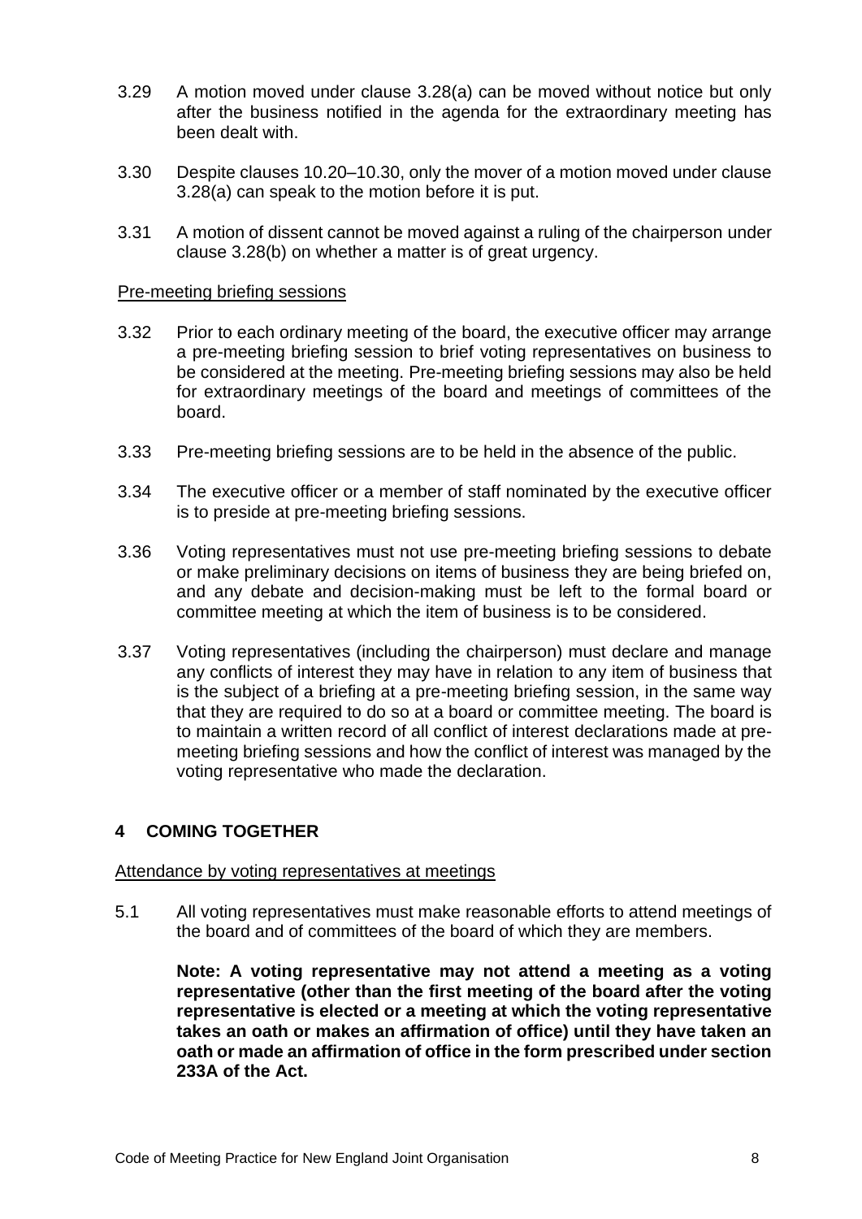3.29 A motion moved under clause 3.28(a) can be moved without notice but only after the business notified in the agenda for the extraordinary meeting has been dealt with.

3.30 Despite clauses 10.20–10.30, only the mover of a motion moved under clause 3.28(a) can speak to the motion before it is put.

3.31 A motion of dissent cannot be moved against a ruling of the chairperson under clause 3.28(b) on whether a matter is of great urgency.

Pre-meeting briefing sessions

3.32 Prior to each ordinary meeting of the board, the executive officer may arrange a pre-meeting briefing session to brief voting representatives on business to be considered at the meeting. Pre-meeting briefing sessions may also be held for extraordinary meetings of the board and meetings of committees of the board.

3.33 Pre-meeting briefing sessions are to be held in the absence of the public.

3.34 The executive officer or a member of staff nominated by the executive officer is to preside at pre-meeting briefing sessions.

3.36 Voting representatives must not use pre-meeting briefing sessions to debate or make preliminary decisions on items of business they are being briefed on, and any debate and decision-making must be left to the formal board or committee meeting at which the item of business is to be considered.

3.37 Voting representatives (including the chairperson) must declare and manage any conflicts of interest they may have in relation to any item of business that is the subject of a briefing at a pre-meeting briefing session, in the same way that they are required to do so at a board or committee meeting. The board is to maintain a written record of all conflict of interest declarations made at pre-meeting briefing sessions and how the conflict of interest was managed by the voting representative who made the declaration.

## 4 COMING TOGETHER

Attendance by voting representatives at meetings

5.1 All voting representatives must make reasonable efforts to attend meetings of the board and of committees of the board of which they are members.

**Note: A voting representative may not attend a meeting as a voting representative (other than the first meeting of the board after the voting representative is elected or a meeting at which the voting representative takes an oath or makes an affirmation of office) until they have taken an oath or made an affirmation of office in the form prescribed under section 233A of the Act.**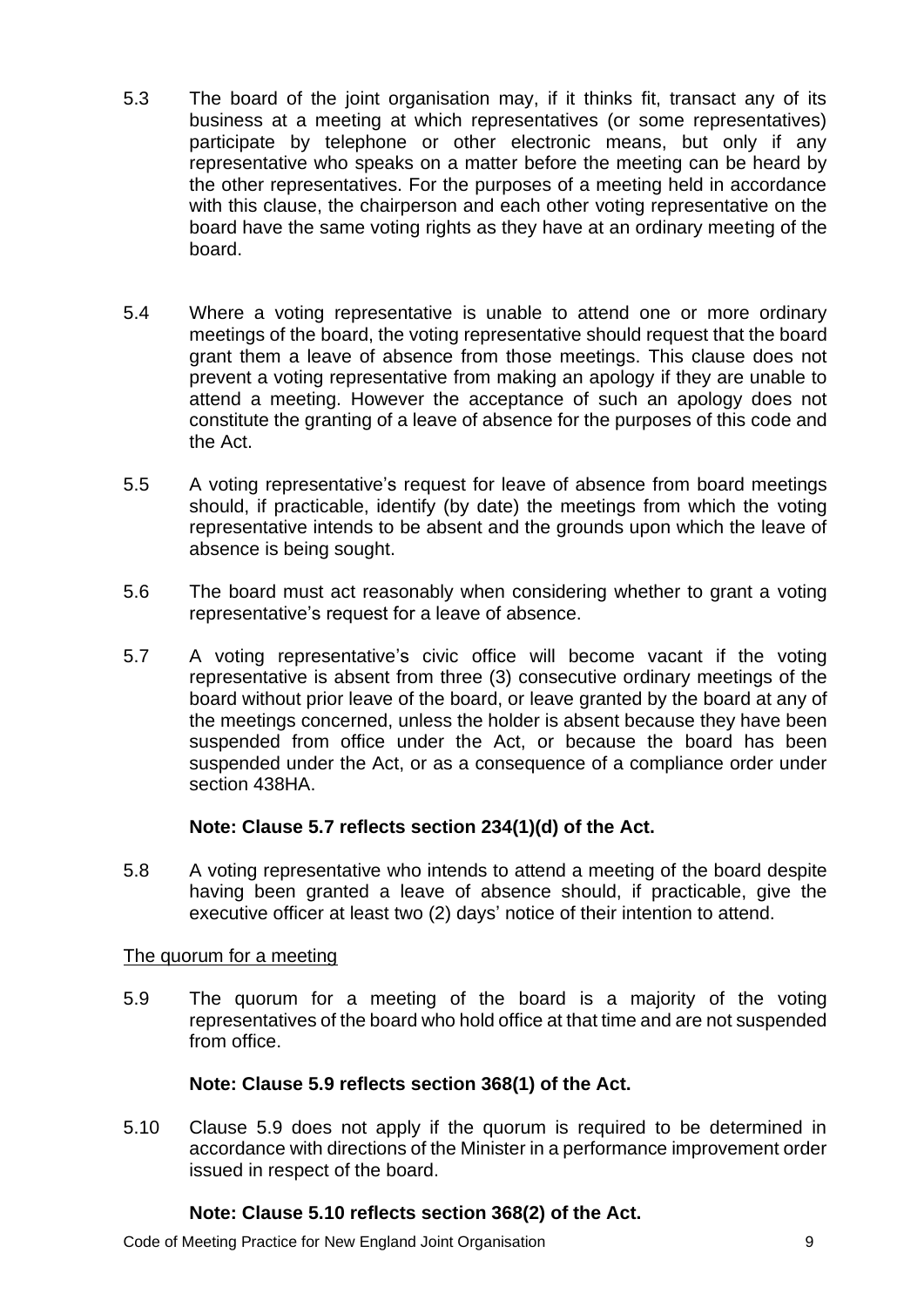5.3 The board of the joint organisation may, if it thinks fit, transact any of its business at a meeting at which representatives (or some representatives) participate by telephone or other electronic means, but only if any representative who speaks on a matter before the meeting can be heard by the other representatives. For the purposes of a meeting held in accordance with this clause, the chairperson and each other voting representative on the board have the same voting rights as they have at an ordinary meeting of the board.

5.4 Where a voting representative is unable to attend one or more ordinary meetings of the board, the voting representative should request that the board grant them a leave of absence from those meetings. This clause does not prevent a voting representative from making an apology if they are unable to attend a meeting. However the acceptance of such an apology does not constitute the granting of a leave of absence for the purposes of this code and the Act.

5.5 A voting representative's request for leave of absence from board meetings should, if practicable, identify (by date) the meetings from which the voting representative intends to be absent and the grounds upon which the leave of absence is being sought.

5.6 The board must act reasonably when considering whether to grant a voting representative's request for a leave of absence.

5.7 A voting representative's civic office will become vacant if the voting representative is absent from three (3) consecutive ordinary meetings of the board without prior leave of the board, or leave granted by the board at any of the meetings concerned, unless the holder is absent because they have been suspended from office under the Act, or because the board has been suspended under the Act, or as a consequence of a compliance order under section 438HA.

**Note: Clause 5.7 reflects section 234(1)(d) of the Act.**

5.8 A voting representative who intends to attend a meeting of the board despite having been granted a leave of absence should, if practicable, give the executive officer at least two (2) days' notice of their intention to attend.

<u>The quorum for a meeting</u>

5.9 The quorum for a meeting of the board is a majority of the voting representatives of the board who hold office at that time and are not suspended from office.

**Note: Clause 5.9 reflects section 368(1) of the Act.**

5.10 Clause 5.9 does not apply if the quorum is required to be determined in accordance with directions of the Minister in a performance improvement order issued in respect of the board.

**Note: Clause 5.10 reflects section 368(2) of the Act.**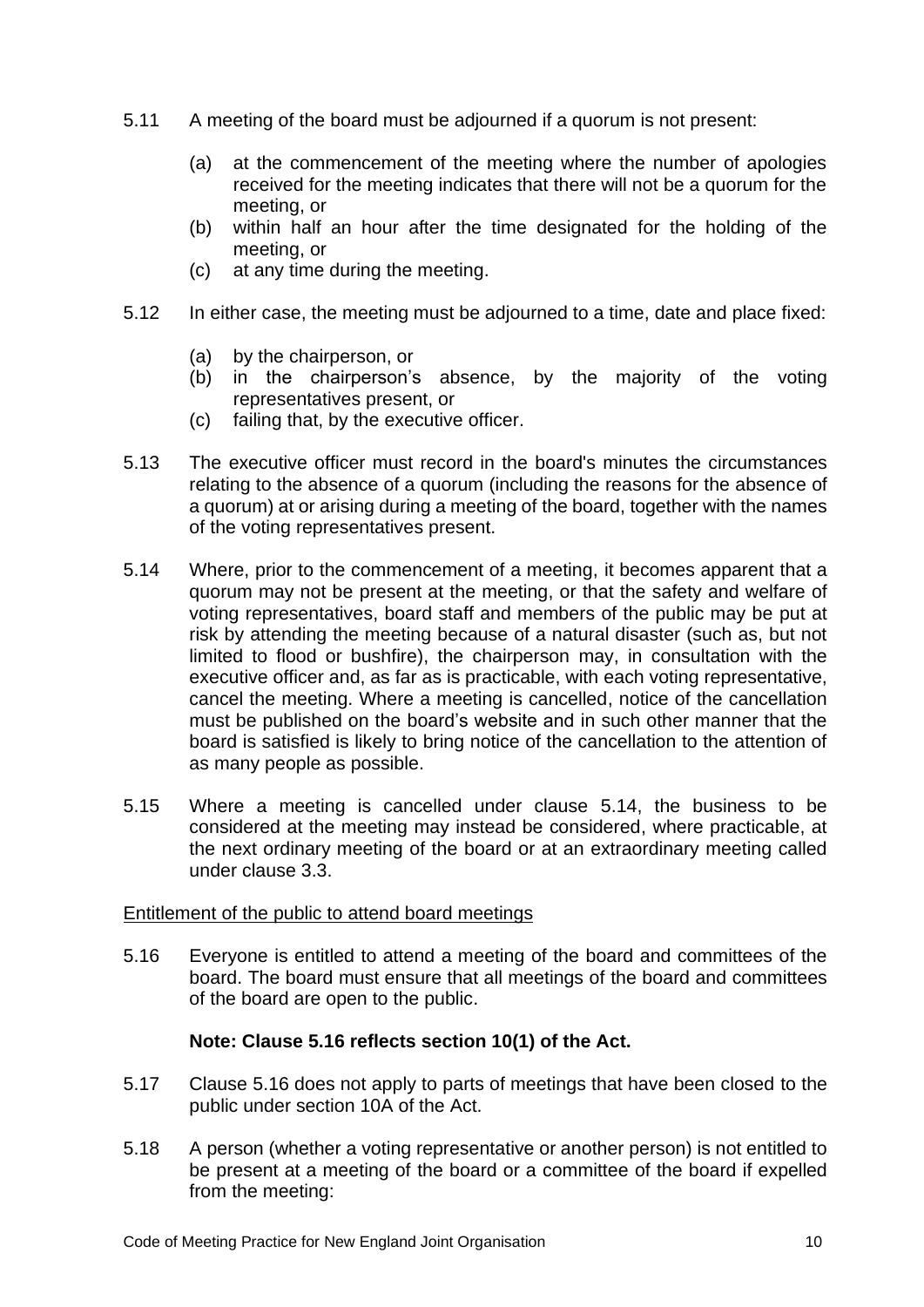5.11 A meeting of the board must be adjourned if a quorum is not present:

(a) at the commencement of the meeting where the number of apologies received for the meeting indicates that there will not be a quorum for the meeting, or
(b) within half an hour after the time designated for the holding of the meeting, or
(c) at any time during the meeting.

5.12 In either case, the meeting must be adjourned to a time, date and place fixed:

(a) by the chairperson, or
(b) in the chairperson's absence, by the majority of the voting representatives present, or
(c) failing that, by the executive officer.

5.13 The executive officer must record in the board's minutes the circumstances relating to the absence of a quorum (including the reasons for the absence of a quorum) at or arising during a meeting of the board, together with the names of the voting representatives present.

5.14 Where, prior to the commencement of a meeting, it becomes apparent that a quorum may not be present at the meeting, or that the safety and welfare of voting representatives, board staff and members of the public may be put at risk by attending the meeting because of a natural disaster (such as, but not limited to flood or bushfire), the chairperson may, in consultation with the executive officer and, as far as is practicable, with each voting representative, cancel the meeting. Where a meeting is cancelled, notice of the cancellation must be published on the board's website and in such other manner that the board is satisfied is likely to bring notice of the cancellation to the attention of as many people as possible.

5.15 Where a meeting is cancelled under clause 5.14, the business to be considered at the meeting may instead be considered, where practicable, at the next ordinary meeting of the board or at an extraordinary meeting called under clause 3.3.

Entitlement of the public to attend board meetings

5.16 Everyone is entitled to attend a meeting of the board and committees of the board. The board must ensure that all meetings of the board and committees of the board are open to the public.

**Note: Clause 5.16 reflects section 10(1) of the Act.**

5.17 Clause 5.16 does not apply to parts of meetings that have been closed to the public under section 10A of the Act.

5.18 A person (whether a voting representative or another person) is not entitled to be present at a meeting of the board or a committee of the board if expelled from the meeting: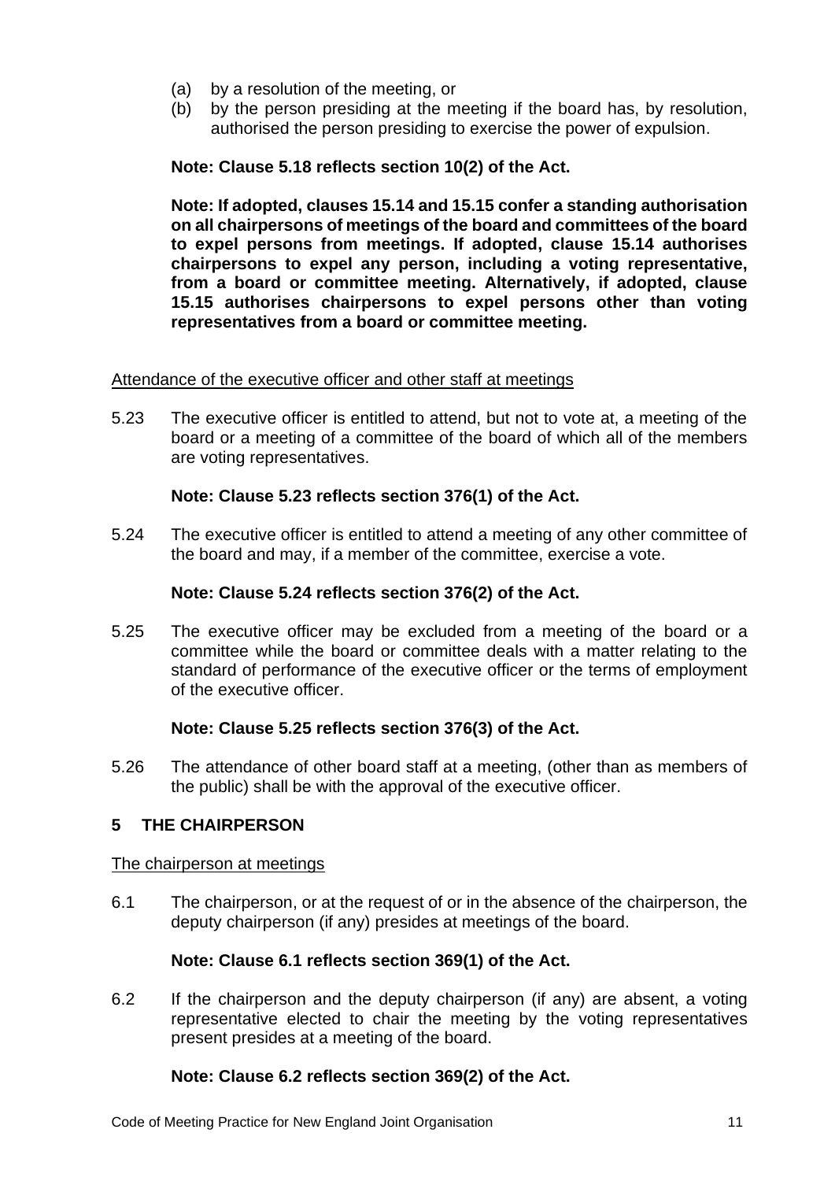(a) by a resolution of the meeting, or
(b) by the person presiding at the meeting if the board has, by resolution, authorised the person presiding to exercise the power of expulsion.

**Note: Clause 5.18 reflects section 10(2) of the Act.**

**Note: If adopted, clauses 15.14 and 15.15 confer a standing authorisation on all chairpersons of meetings of the board and committees of the board to expel persons from meetings. If adopted, clause 15.14 authorises chairpersons to expel any person, including a voting representative, from a board or committee meeting. Alternatively, if adopted, clause 15.15 authorises chairpersons to expel persons other than voting representatives from a board or committee meeting.**

<u>Attendance of the executive officer and other staff at meetings</u>

5.23 The executive officer is entitled to attend, but not to vote at, a meeting of the board or a meeting of a committee of the board of which all of the members are voting representatives.

**Note: Clause 5.23 reflects section 376(1) of the Act.**

5.24 The executive officer is entitled to attend a meeting of any other committee of the board and may, if a member of the committee, exercise a vote.

**Note: Clause 5.24 reflects section 376(2) of the Act.**

5.25 The executive officer may be excluded from a meeting of the board or a committee while the board or committee deals with a matter relating to the standard of performance of the executive officer or the terms of employment of the executive officer.

**Note: Clause 5.25 reflects section 376(3) of the Act.**

5.26 The attendance of other board staff at a meeting, (other than as members of the public) shall be with the approval of the executive officer.

## 5 THE CHAIRPERSON

<u>The chairperson at meetings</u>

6.1 The chairperson, or at the request of or in the absence of the chairperson, the deputy chairperson (if any) presides at meetings of the board.

**Note: Clause 6.1 reflects section 369(1) of the Act.**

6.2 If the chairperson and the deputy chairperson (if any) are absent, a voting representative elected to chair the meeting by the voting representatives present presides at a meeting of the board.

**Note: Clause 6.2 reflects section 369(2) of the Act.**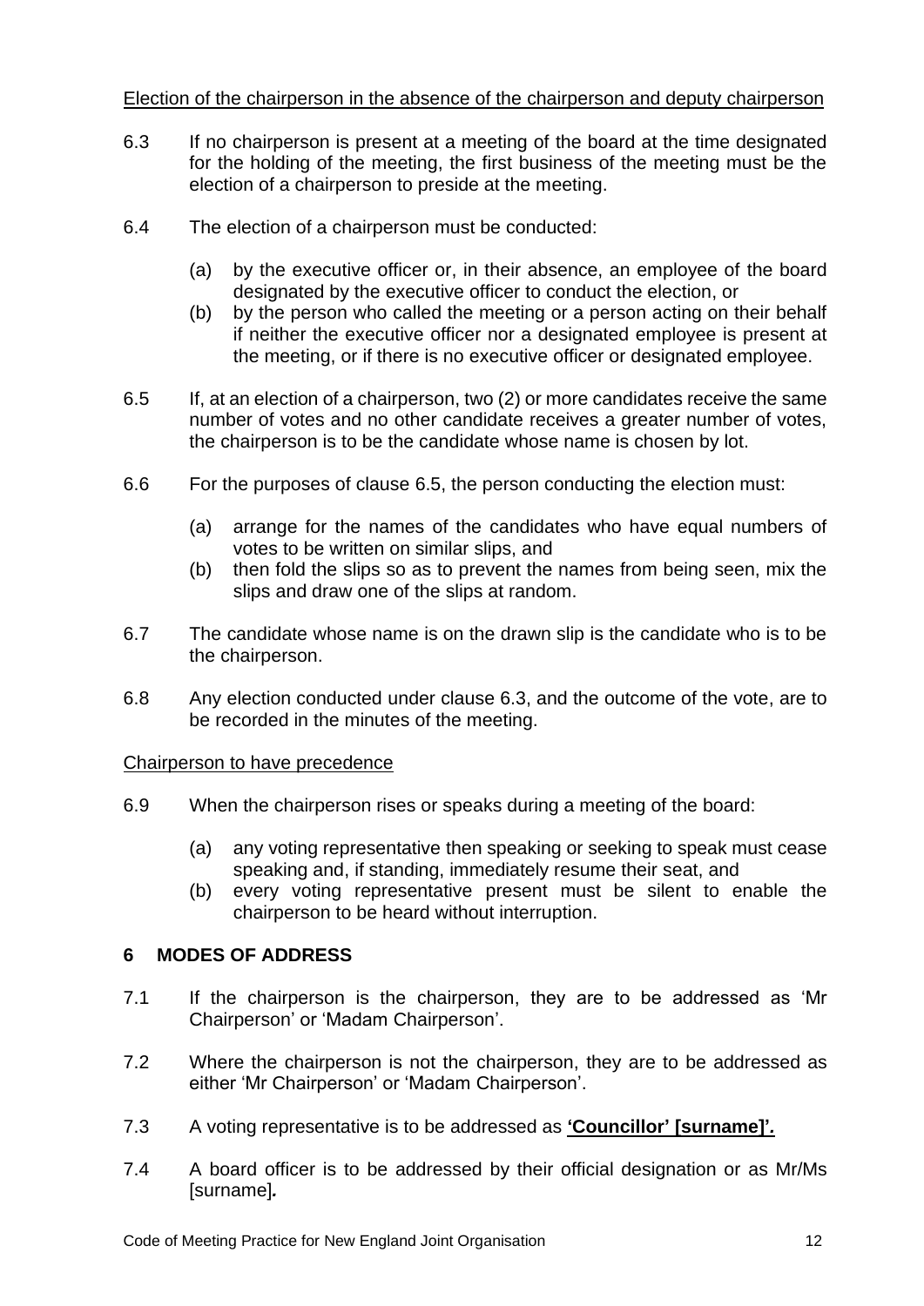<u>Election of the chairperson in the absence of the chairperson and deputy chairperson</u>

6.3 If no chairperson is present at a meeting of the board at the time designated for the holding of the meeting, the first business of the meeting must be the election of a chairperson to preside at the meeting.

6.4 The election of a chairperson must be conducted:

- (a) by the executive officer or, in their absence, an employee of the board designated by the executive officer to conduct the election, or
- (b) by the person who called the meeting or a person acting on their behalf if neither the executive officer nor a designated employee is present at the meeting, or if there is no executive officer or designated employee.

6.5 If, at an election of a chairperson, two (2) or more candidates receive the same number of votes and no other candidate receives a greater number of votes, the chairperson is to be the candidate whose name is chosen by lot.

6.6 For the purposes of clause 6.5, the person conducting the election must:

- (a) arrange for the names of the candidates who have equal numbers of votes to be written on similar slips, and
- (b) then fold the slips so as to prevent the names from being seen, mix the slips and draw one of the slips at random.

6.7 The candidate whose name is on the drawn slip is the candidate who is to be the chairperson.

6.8 Any election conducted under clause 6.3, and the outcome of the vote, are to be recorded in the minutes of the meeting.

<u>Chairperson to have precedence</u>

6.9 When the chairperson rises or speaks during a meeting of the board:

- (a) any voting representative then speaking or seeking to speak must cease speaking and, if standing, immediately resume their seat, and
- (b) every voting representative present must be silent to enable the chairperson to be heard without interruption.

## 6 MODES OF ADDRESS

7.1 If the chairperson is the chairperson, they are to be addressed as 'Mr Chairperson' or 'Madam Chairperson'.

7.2 Where the chairperson is not the chairperson, they are to be addressed as either 'Mr Chairperson' or 'Madam Chairperson'.

7.3 A voting representative is to be addressed as **<u>'Councillor' [surname]'.</u>**

7.4 A board officer is to be addressed by their official designation or as Mr/Ms [surname]***.***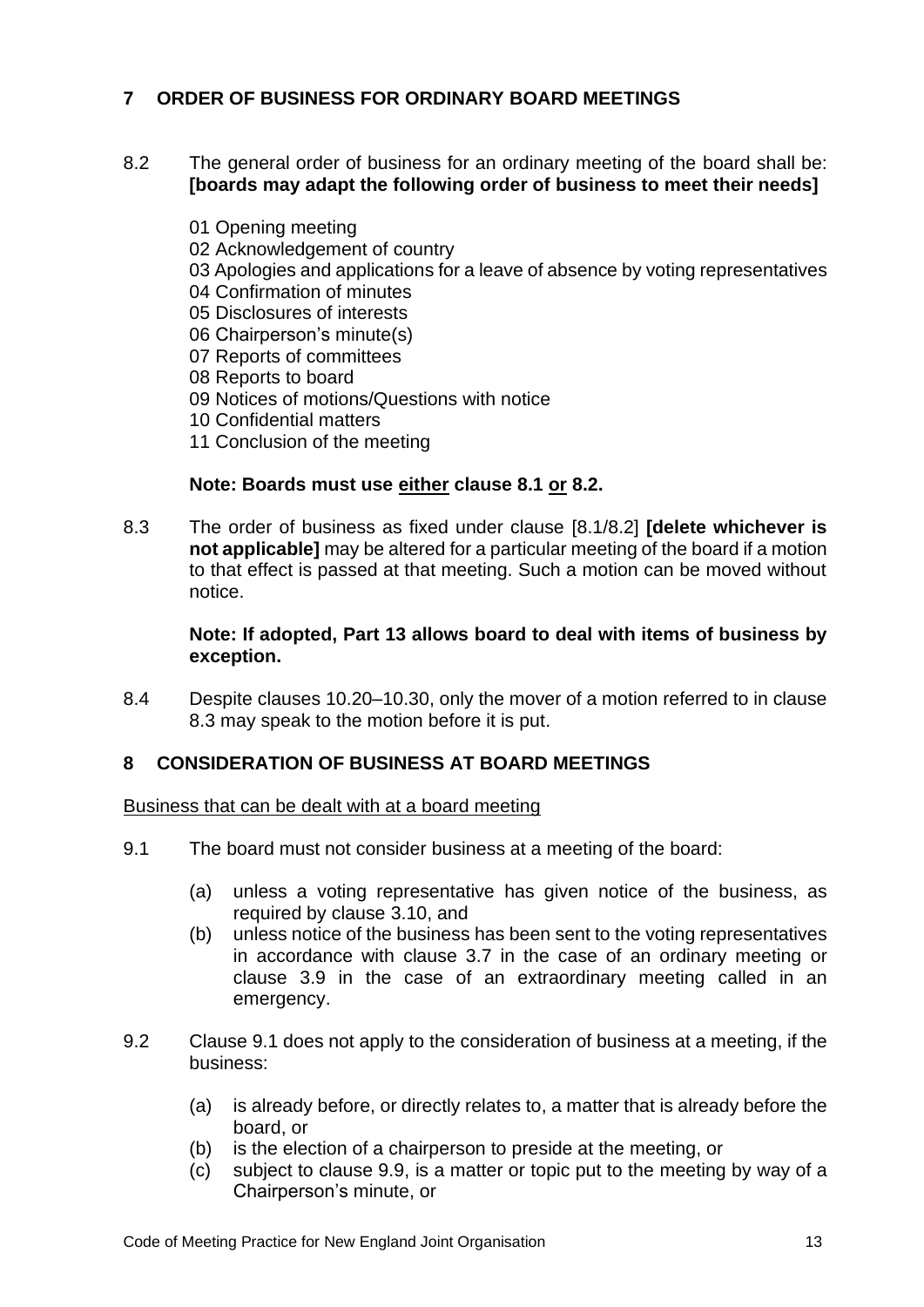## 7 ORDER OF BUSINESS FOR ORDINARY BOARD MEETINGS

8.2 The general order of business for an ordinary meeting of the board shall be: **[boards may adapt the following order of business to meet their needs]**

01 Opening meeting
02 Acknowledgement of country
03 Apologies and applications for a leave of absence by voting representatives
04 Confirmation of minutes
05 Disclosures of interests
06 Chairperson's minute(s)
07 Reports of committees
08 Reports to board
09 Notices of motions/Questions with notice
10 Confidential matters
11 Conclusion of the meeting

**Note: Boards must use <u>either</u> clause 8.1 <u>or</u> 8.2.**

8.3 The order of business as fixed under clause [8.1/8.2] **[delete whichever is not applicable]** may be altered for a particular meeting of the board if a motion to that effect is passed at that meeting. Such a motion can be moved without notice.

**Note: If adopted, Part 13 allows board to deal with items of business by exception.**

8.4 Despite clauses 10.20–10.30, only the mover of a motion referred to in clause 8.3 may speak to the motion before it is put.

## 8 CONSIDERATION OF BUSINESS AT BOARD MEETINGS

<u>Business that can be dealt with at a board meeting</u>

9.1 The board must not consider business at a meeting of the board:

- (a) unless a voting representative has given notice of the business, as required by clause 3.10, and
- (b) unless notice of the business has been sent to the voting representatives in accordance with clause 3.7 in the case of an ordinary meeting or clause 3.9 in the case of an extraordinary meeting called in an emergency.

9.2 Clause 9.1 does not apply to the consideration of business at a meeting, if the business:

- (a) is already before, or directly relates to, a matter that is already before the board, or
- (b) is the election of a chairperson to preside at the meeting, or
- (c) subject to clause 9.9, is a matter or topic put to the meeting by way of a Chairperson's minute, or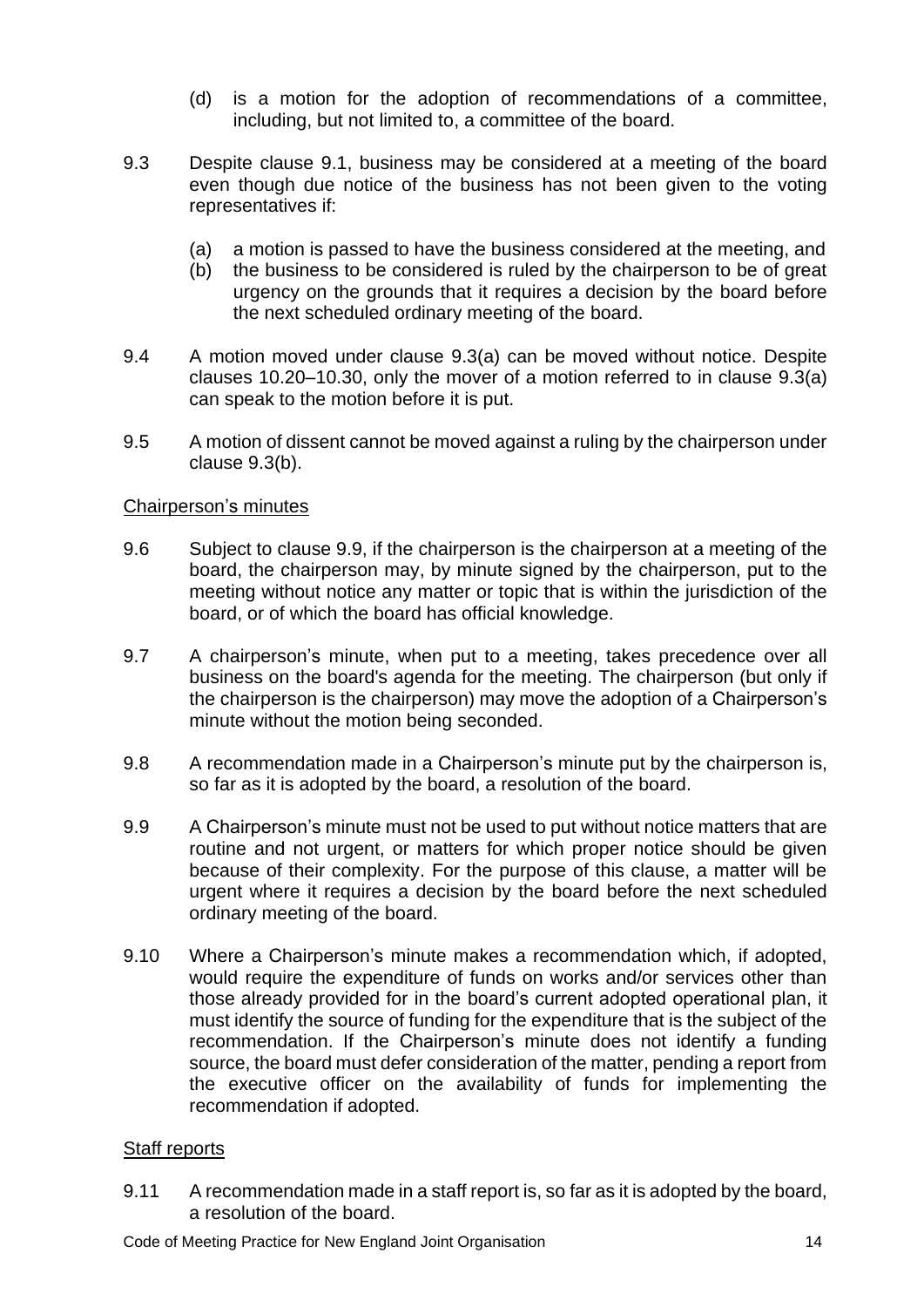(d) is a motion for the adoption of recommendations of a committee, including, but not limited to, a committee of the board.

9.3 Despite clause 9.1, business may be considered at a meeting of the board even though due notice of the business has not been given to the voting representatives if:

(a) a motion is passed to have the business considered at the meeting, and
(b) the business to be considered is ruled by the chairperson to be of great urgency on the grounds that it requires a decision by the board before the next scheduled ordinary meeting of the board.

9.4 A motion moved under clause 9.3(a) can be moved without notice. Despite clauses 10.20–10.30, only the mover of a motion referred to in clause 9.3(a) can speak to the motion before it is put.

9.5 A motion of dissent cannot be moved against a ruling by the chairperson under clause 9.3(b).

## Chairperson's minutes

9.6 Subject to clause 9.9, if the chairperson is the chairperson at a meeting of the board, the chairperson may, by minute signed by the chairperson, put to the meeting without notice any matter or topic that is within the jurisdiction of the board, or of which the board has official knowledge.

9.7 A chairperson's minute, when put to a meeting, takes precedence over all business on the board's agenda for the meeting. The chairperson (but only if the chairperson is the chairperson) may move the adoption of a Chairperson's minute without the motion being seconded.

9.8 A recommendation made in a Chairperson's minute put by the chairperson is, so far as it is adopted by the board, a resolution of the board.

9.9 A Chairperson's minute must not be used to put without notice matters that are routine and not urgent, or matters for which proper notice should be given because of their complexity. For the purpose of this clause, a matter will be urgent where it requires a decision by the board before the next scheduled ordinary meeting of the board.

9.10 Where a Chairperson's minute makes a recommendation which, if adopted, would require the expenditure of funds on works and/or services other than those already provided for in the board's current adopted operational plan, it must identify the source of funding for the expenditure that is the subject of the recommendation. If the Chairperson's minute does not identify a funding source, the board must defer consideration of the matter, pending a report from the executive officer on the availability of funds for implementing the recommendation if adopted.

## Staff reports

9.11 A recommendation made in a staff report is, so far as it is adopted by the board, a resolution of the board.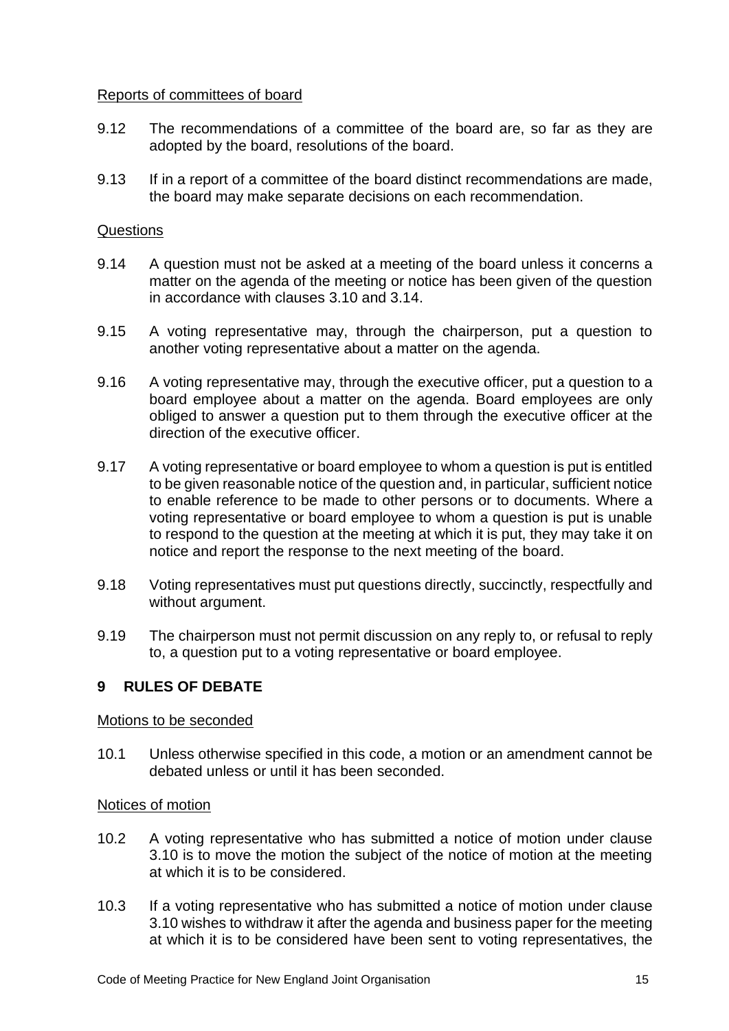Reports of committees of board

9.12 The recommendations of a committee of the board are, so far as they are adopted by the board, resolutions of the board.

9.13 If in a report of a committee of the board distinct recommendations are made, the board may make separate decisions on each recommendation.

Questions

9.14 A question must not be asked at a meeting of the board unless it concerns a matter on the agenda of the meeting or notice has been given of the question in accordance with clauses 3.10 and 3.14.

9.15 A voting representative may, through the chairperson, put a question to another voting representative about a matter on the agenda.

9.16 A voting representative may, through the executive officer, put a question to a board employee about a matter on the agenda. Board employees are only obliged to answer a question put to them through the executive officer at the direction of the executive officer.

9.17 A voting representative or board employee to whom a question is put is entitled to be given reasonable notice of the question and, in particular, sufficient notice to enable reference to be made to other persons or to documents. Where a voting representative or board employee to whom a question is put is unable to respond to the question at the meeting at which it is put, they may take it on notice and report the response to the next meeting of the board.

9.18 Voting representatives must put questions directly, succinctly, respectfully and without argument.

9.19 The chairperson must not permit discussion on any reply to, or refusal to reply to, a question put to a voting representative or board employee.

## 9 RULES OF DEBATE

Motions to be seconded

10.1 Unless otherwise specified in this code, a motion or an amendment cannot be debated unless or until it has been seconded.

Notices of motion

10.2 A voting representative who has submitted a notice of motion under clause 3.10 is to move the motion the subject of the notice of motion at the meeting at which it is to be considered.

10.3 If a voting representative who has submitted a notice of motion under clause 3.10 wishes to withdraw it after the agenda and business paper for the meeting at which it is to be considered have been sent to voting representatives, the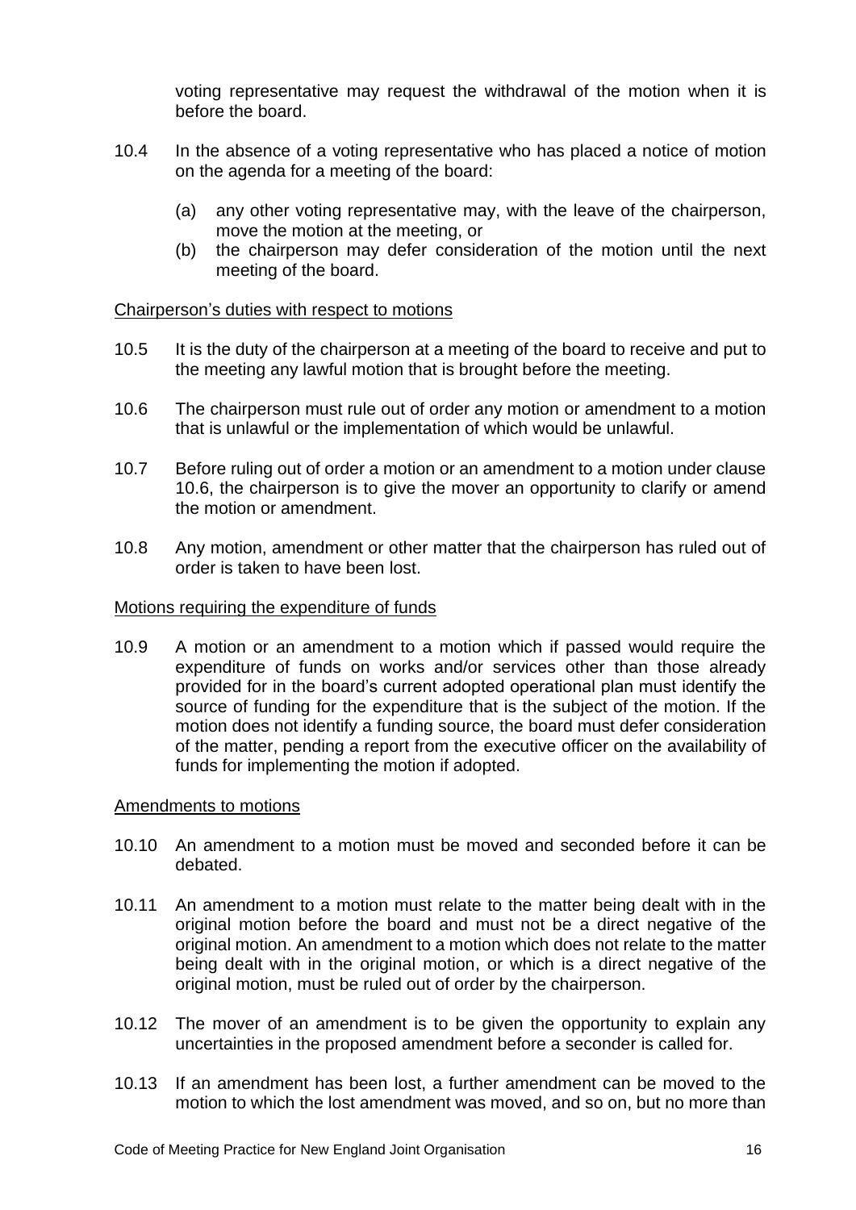voting representative may request the withdrawal of the motion when it is before the board.

10.4 In the absence of a voting representative who has placed a notice of motion on the agenda for a meeting of the board:

(a) any other voting representative may, with the leave of the chairperson, move the motion at the meeting, or
(b) the chairperson may defer consideration of the motion until the next meeting of the board.

Chairperson's duties with respect to motions

10.5 It is the duty of the chairperson at a meeting of the board to receive and put to the meeting any lawful motion that is brought before the meeting.

10.6 The chairperson must rule out of order any motion or amendment to a motion that is unlawful or the implementation of which would be unlawful.

10.7 Before ruling out of order a motion or an amendment to a motion under clause 10.6, the chairperson is to give the mover an opportunity to clarify or amend the motion or amendment.

10.8 Any motion, amendment or other matter that the chairperson has ruled out of order is taken to have been lost.

Motions requiring the expenditure of funds

10.9 A motion or an amendment to a motion which if passed would require the expenditure of funds on works and/or services other than those already provided for in the board's current adopted operational plan must identify the source of funding for the expenditure that is the subject of the motion. If the motion does not identify a funding source, the board must defer consideration of the matter, pending a report from the executive officer on the availability of funds for implementing the motion if adopted.

Amendments to motions

10.10 An amendment to a motion must be moved and seconded before it can be debated.

10.11 An amendment to a motion must relate to the matter being dealt with in the original motion before the board and must not be a direct negative of the original motion. An amendment to a motion which does not relate to the matter being dealt with in the original motion, or which is a direct negative of the original motion, must be ruled out of order by the chairperson.

10.12 The mover of an amendment is to be given the opportunity to explain any uncertainties in the proposed amendment before a seconder is called for.

10.13 If an amendment has been lost, a further amendment can be moved to the motion to which the lost amendment was moved, and so on, but no more than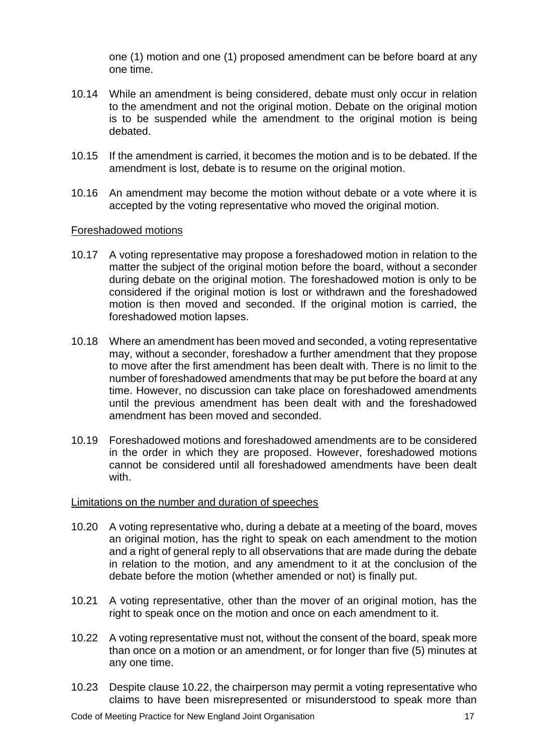one (1) motion and one (1) proposed amendment can be before board at any one time.

10.14 While an amendment is being considered, debate must only occur in relation to the amendment and not the original motion. Debate on the original motion is to be suspended while the amendment to the original motion is being debated.

10.15 If the amendment is carried, it becomes the motion and is to be debated. If the amendment is lost, debate is to resume on the original motion.

10.16 An amendment may become the motion without debate or a vote where it is accepted by the voting representative who moved the original motion.

Foreshadowed motions

10.17 A voting representative may propose a foreshadowed motion in relation to the matter the subject of the original motion before the board, without a seconder during debate on the original motion. The foreshadowed motion is only to be considered if the original motion is lost or withdrawn and the foreshadowed motion is then moved and seconded. If the original motion is carried, the foreshadowed motion lapses.

10.18 Where an amendment has been moved and seconded, a voting representative may, without a seconder, foreshadow a further amendment that they propose to move after the first amendment has been dealt with. There is no limit to the number of foreshadowed amendments that may be put before the board at any time. However, no discussion can take place on foreshadowed amendments until the previous amendment has been dealt with and the foreshadowed amendment has been moved and seconded.

10.19 Foreshadowed motions and foreshadowed amendments are to be considered in the order in which they are proposed. However, foreshadowed motions cannot be considered until all foreshadowed amendments have been dealt with.

Limitations on the number and duration of speeches

10.20 A voting representative who, during a debate at a meeting of the board, moves an original motion, has the right to speak on each amendment to the motion and a right of general reply to all observations that are made during the debate in relation to the motion, and any amendment to it at the conclusion of the debate before the motion (whether amended or not) is finally put.

10.21 A voting representative, other than the mover of an original motion, has the right to speak once on the motion and once on each amendment to it.

10.22 A voting representative must not, without the consent of the board, speak more than once on a motion or an amendment, or for longer than five (5) minutes at any one time.

10.23 Despite clause 10.22, the chairperson may permit a voting representative who claims to have been misrepresented or misunderstood to speak more than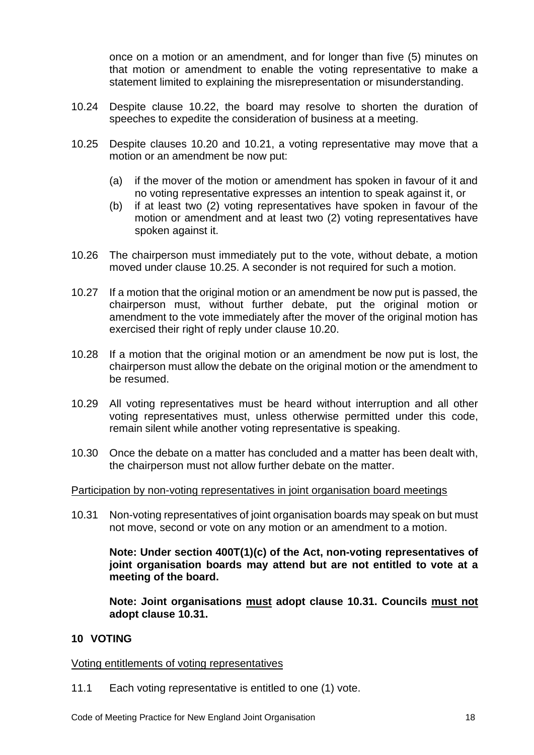once on a motion or an amendment, and for longer than five (5) minutes on that motion or amendment to enable the voting representative to make a statement limited to explaining the misrepresentation or misunderstanding.

10.24 Despite clause 10.22, the board may resolve to shorten the duration of speeches to expedite the consideration of business at a meeting.

10.25 Despite clauses 10.20 and 10.21, a voting representative may move that a motion or an amendment be now put:

(a) if the mover of the motion or amendment has spoken in favour of it and no voting representative expresses an intention to speak against it, or
(b) if at least two (2) voting representatives have spoken in favour of the motion or amendment and at least two (2) voting representatives have spoken against it.

10.26 The chairperson must immediately put to the vote, without debate, a motion moved under clause 10.25. A seconder is not required for such a motion.

10.27 If a motion that the original motion or an amendment be now put is passed, the chairperson must, without further debate, put the original motion or amendment to the vote immediately after the mover of the original motion has exercised their right of reply under clause 10.20.

10.28 If a motion that the original motion or an amendment be now put is lost, the chairperson must allow the debate on the original motion or the amendment to be resumed.

10.29 All voting representatives must be heard without interruption and all other voting representatives must, unless otherwise permitted under this code, remain silent while another voting representative is speaking.

10.30 Once the debate on a matter has concluded and a matter has been dealt with, the chairperson must not allow further debate on the matter.

Participation by non-voting representatives in joint organisation board meetings

10.31 Non-voting representatives of joint organisation boards may speak on but must not move, second or vote on any motion or an amendment to a motion.

**Note: Under section 400T(1)(c) of the Act, non-voting representatives of joint organisation boards may attend but are not entitled to vote at a meeting of the board.**

**Note: Joint organisations must adopt clause 10.31. Councils must not adopt clause 10.31.**

## 10 VOTING

Voting entitlements of voting representatives

11.1 Each voting representative is entitled to one (1) vote.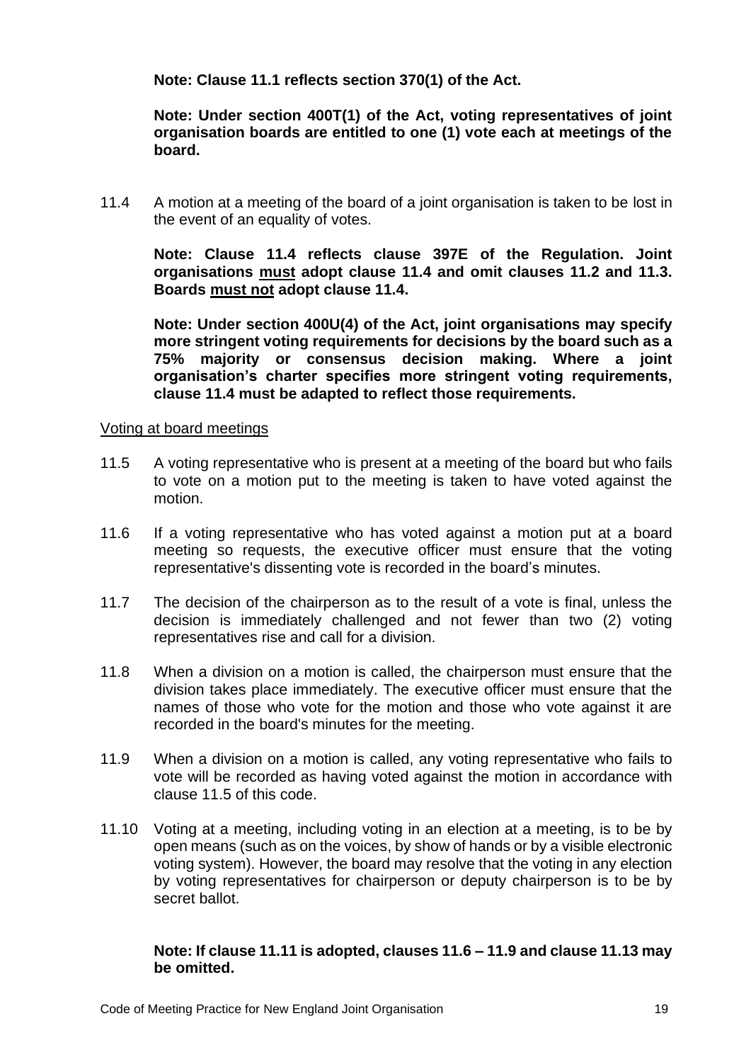**Note: Clause 11.1 reflects section 370(1) of the Act.**

**Note: Under section 400T(1) of the Act, voting representatives of joint organisation boards are entitled to one (1) vote each at meetings of the board.**

11.4 A motion at a meeting of the board of a joint organisation is taken to be lost in the event of an equality of votes.

**Note: Clause 11.4 reflects clause 397E of the Regulation. Joint organisations <u>must</u> adopt clause 11.4 and omit clauses 11.2 and 11.3. Boards <u>must not</u> adopt clause 11.4.**

**Note: Under section 400U(4) of the Act, joint organisations may specify more stringent voting requirements for decisions by the board such as a 75% majority or consensus decision making. Where a joint organisation's charter specifies more stringent voting requirements, clause 11.4 must be adapted to reflect those requirements.**

<u>Voting at board meetings</u>

11.5 A voting representative who is present at a meeting of the board but who fails to vote on a motion put to the meeting is taken to have voted against the motion.

11.6 If a voting representative who has voted against a motion put at a board meeting so requests, the executive officer must ensure that the voting representative's dissenting vote is recorded in the board's minutes.

11.7 The decision of the chairperson as to the result of a vote is final, unless the decision is immediately challenged and not fewer than two (2) voting representatives rise and call for a division.

11.8 When a division on a motion is called, the chairperson must ensure that the division takes place immediately. The executive officer must ensure that the names of those who vote for the motion and those who vote against it are recorded in the board's minutes for the meeting.

11.9 When a division on a motion is called, any voting representative who fails to vote will be recorded as having voted against the motion in accordance with clause 11.5 of this code.

11.10 Voting at a meeting, including voting in an election at a meeting, is to be by open means (such as on the voices, by show of hands or by a visible electronic voting system). However, the board may resolve that the voting in any election by voting representatives for chairperson or deputy chairperson is to be by secret ballot.

**Note: If clause 11.11 is adopted, clauses 11.6 – 11.9 and clause 11.13 may be omitted.**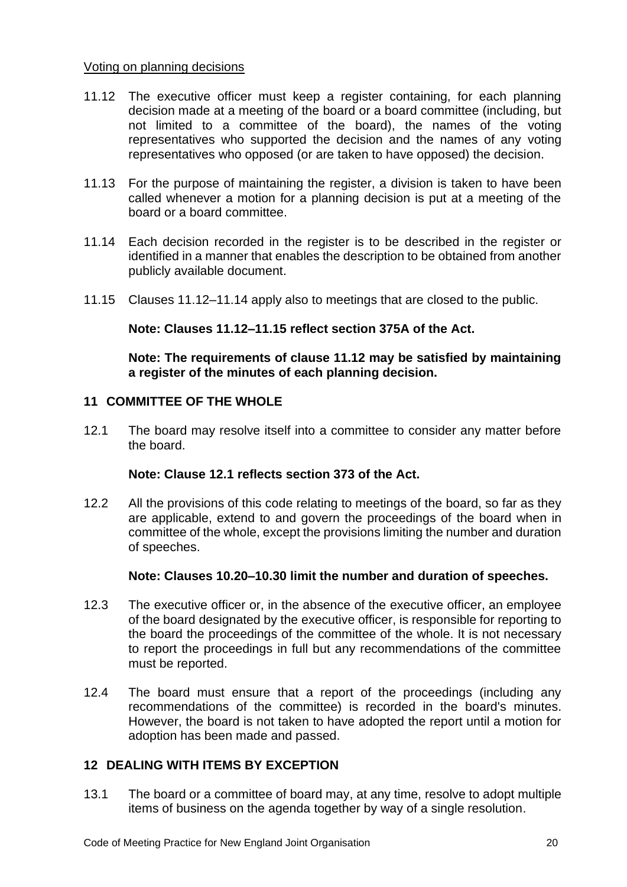Voting on planning decisions

11.12 The executive officer must keep a register containing, for each planning decision made at a meeting of the board or a board committee (including, but not limited to a committee of the board), the names of the voting representatives who supported the decision and the names of any voting representatives who opposed (or are taken to have opposed) the decision.

11.13 For the purpose of maintaining the register, a division is taken to have been called whenever a motion for a planning decision is put at a meeting of the board or a board committee.

11.14 Each decision recorded in the register is to be described in the register or identified in a manner that enables the description to be obtained from another publicly available document.

11.15 Clauses 11.12–11.14 apply also to meetings that are closed to the public.

**Note: Clauses 11.12–11.15 reflect section 375A of the Act.**

**Note: The requirements of clause 11.12 may be satisfied by maintaining a register of the minutes of each planning decision.**

## 11 COMMITTEE OF THE WHOLE

12.1 The board may resolve itself into a committee to consider any matter before the board.

**Note: Clause 12.1 reflects section 373 of the Act.**

12.2 All the provisions of this code relating to meetings of the board, so far as they are applicable, extend to and govern the proceedings of the board when in committee of the whole, except the provisions limiting the number and duration of speeches.

**Note: Clauses 10.20–10.30 limit the number and duration of speeches.**

12.3 The executive officer or, in the absence of the executive officer, an employee of the board designated by the executive officer, is responsible for reporting to the board the proceedings of the committee of the whole. It is not necessary to report the proceedings in full but any recommendations of the committee must be reported.

12.4 The board must ensure that a report of the proceedings (including any recommendations of the committee) is recorded in the board's minutes. However, the board is not taken to have adopted the report until a motion for adoption has been made and passed.

## 12 DEALING WITH ITEMS BY EXCEPTION

13.1 The board or a committee of board may, at any time, resolve to adopt multiple items of business on the agenda together by way of a single resolution.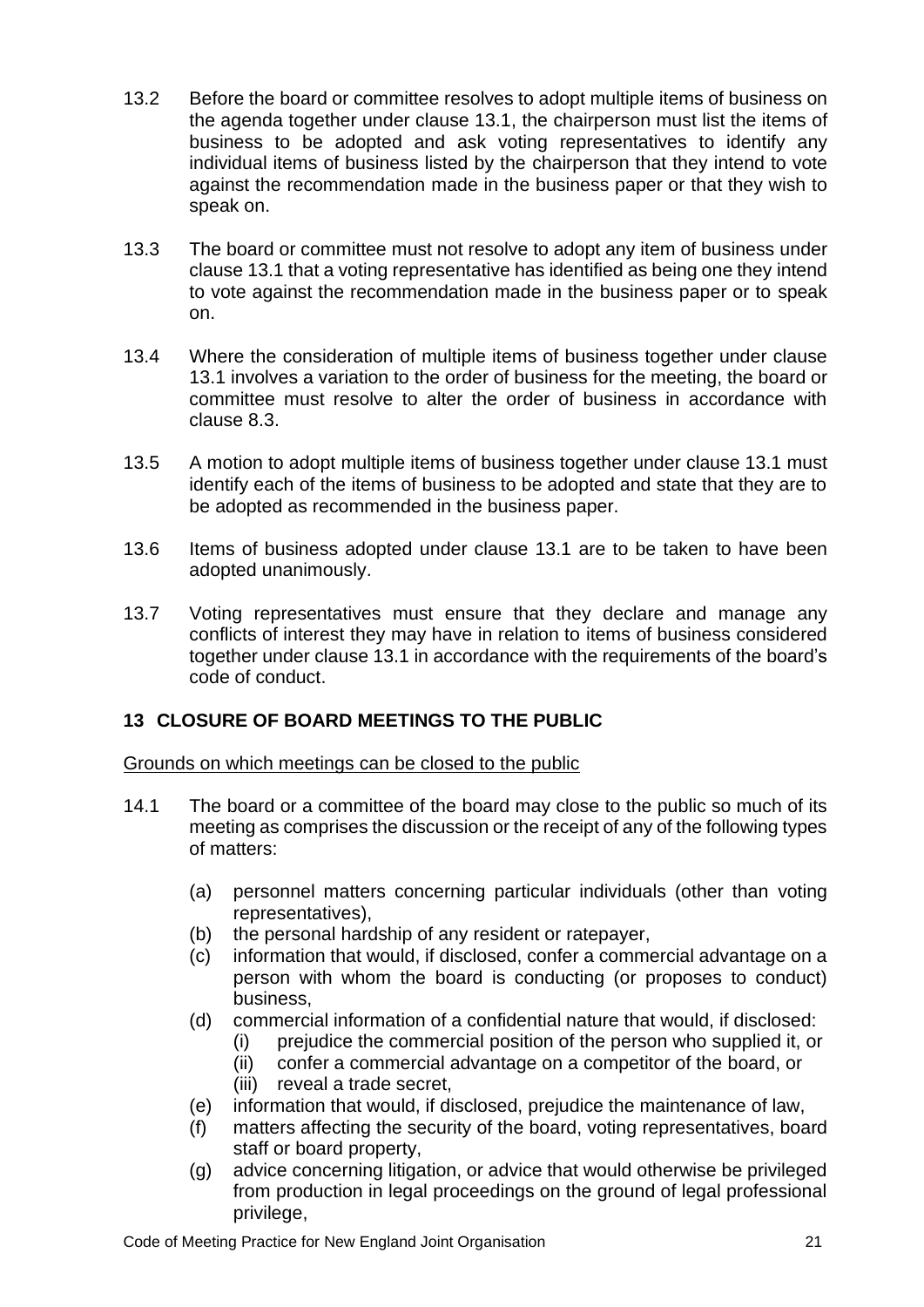13.2 Before the board or committee resolves to adopt multiple items of business on the agenda together under clause 13.1, the chairperson must list the items of business to be adopted and ask voting representatives to identify any individual items of business listed by the chairperson that they intend to vote against the recommendation made in the business paper or that they wish to speak on.

13.3 The board or committee must not resolve to adopt any item of business under clause 13.1 that a voting representative has identified as being one they intend to vote against the recommendation made in the business paper or to speak on.

13.4 Where the consideration of multiple items of business together under clause 13.1 involves a variation to the order of business for the meeting, the board or committee must resolve to alter the order of business in accordance with clause 8.3.

13.5 A motion to adopt multiple items of business together under clause 13.1 must identify each of the items of business to be adopted and state that they are to be adopted as recommended in the business paper.

13.6 Items of business adopted under clause 13.1 are to be taken to have been adopted unanimously.

13.7 Voting representatives must ensure that they declare and manage any conflicts of interest they may have in relation to items of business considered together under clause 13.1 in accordance with the requirements of the board's code of conduct.

## 13 CLOSURE OF BOARD MEETINGS TO THE PUBLIC

Grounds on which meetings can be closed to the public

14.1 The board or a committee of the board may close to the public so much of its meeting as comprises the discussion or the receipt of any of the following types of matters:

- (a) personnel matters concerning particular individuals (other than voting representatives),
- (b) the personal hardship of any resident or ratepayer,
- (c) information that would, if disclosed, confer a commercial advantage on a person with whom the board is conducting (or proposes to conduct) business,
- (d) commercial information of a confidential nature that would, if disclosed:
  - (i) prejudice the commercial position of the person who supplied it, or
  - (ii) confer a commercial advantage on a competitor of the board, or
  - (iii) reveal a trade secret,
- (e) information that would, if disclosed, prejudice the maintenance of law,
- (f) matters affecting the security of the board, voting representatives, board staff or board property,
- (g) advice concerning litigation, or advice that would otherwise be privileged from production in legal proceedings on the ground of legal professional privilege,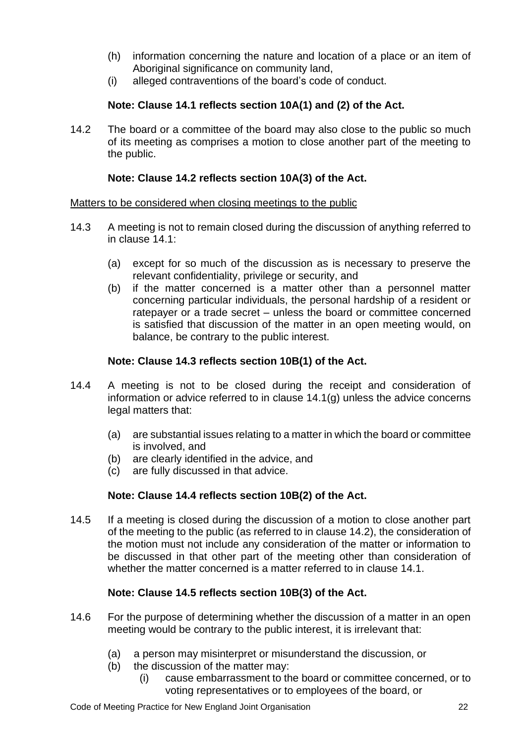(h) information concerning the nature and location of a place or an item of Aboriginal significance on community land,
(i) alleged contraventions of the board's code of conduct.

**Note: Clause 14.1 reflects section 10A(1) and (2) of the Act.**

14.2 The board or a committee of the board may also close to the public so much of its meeting as comprises a motion to close another part of the meeting to the public.

**Note: Clause 14.2 reflects section 10A(3) of the Act.**

<u>Matters to be considered when closing meetings to the public</u>

14.3 A meeting is not to remain closed during the discussion of anything referred to in clause 14.1:

(a) except for so much of the discussion as is necessary to preserve the relevant confidentiality, privilege or security, and
(b) if the matter concerned is a matter other than a personnel matter concerning particular individuals, the personal hardship of a resident or ratepayer or a trade secret – unless the board or committee concerned is satisfied that discussion of the matter in an open meeting would, on balance, be contrary to the public interest.

**Note: Clause 14.3 reflects section 10B(1) of the Act.**

14.4 A meeting is not to be closed during the receipt and consideration of information or advice referred to in clause 14.1(g) unless the advice concerns legal matters that:

(a) are substantial issues relating to a matter in which the board or committee is involved, and
(b) are clearly identified in the advice, and
(c) are fully discussed in that advice.

**Note: Clause 14.4 reflects section 10B(2) of the Act.**

14.5 If a meeting is closed during the discussion of a motion to close another part of the meeting to the public (as referred to in clause 14.2), the consideration of the motion must not include any consideration of the matter or information to be discussed in that other part of the meeting other than consideration of whether the matter concerned is a matter referred to in clause 14.1.

**Note: Clause 14.5 reflects section 10B(3) of the Act.**

14.6 For the purpose of determining whether the discussion of a matter in an open meeting would be contrary to the public interest, it is irrelevant that:

(a) a person may misinterpret or misunderstand the discussion, or
(b) the discussion of the matter may:
   (i) cause embarrassment to the board or committee concerned, or to voting representatives or to employees of the board, or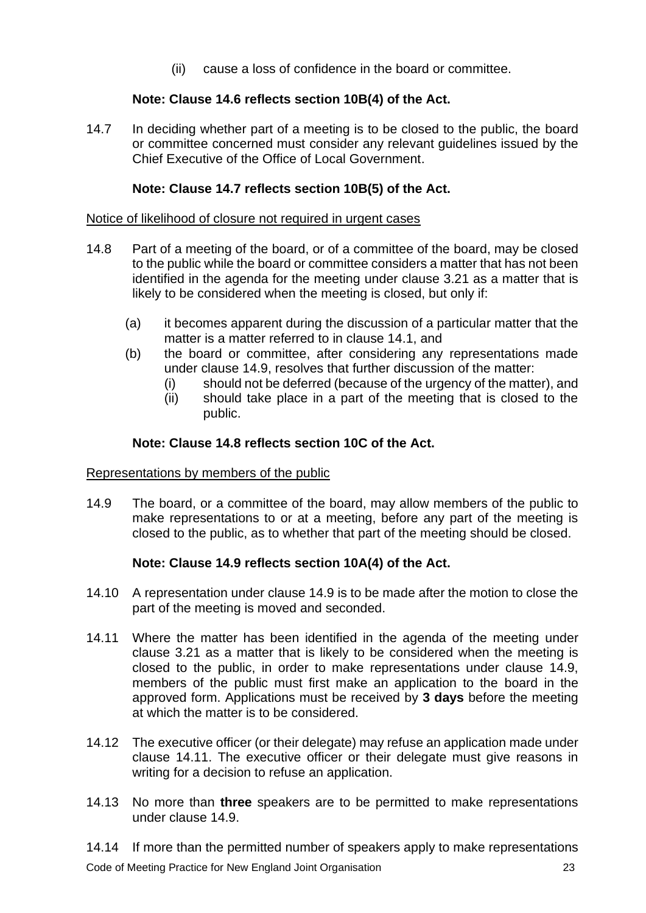(ii) cause a loss of confidence in the board or committee.

**Note: Clause 14.6 reflects section 10B(4) of the Act.**

14.7 In deciding whether part of a meeting is to be closed to the public, the board or committee concerned must consider any relevant guidelines issued by the Chief Executive of the Office of Local Government.

**Note: Clause 14.7 reflects section 10B(5) of the Act.**

Notice of likelihood of closure not required in urgent cases

14.8 Part of a meeting of the board, or of a committee of the board, may be closed to the public while the board or committee considers a matter that has not been identified in the agenda for the meeting under clause 3.21 as a matter that is likely to be considered when the meeting is closed, but only if:

(a) it becomes apparent during the discussion of a particular matter that the matter is a matter referred to in clause 14.1, and

(b) the board or committee, after considering any representations made under clause 14.9, resolves that further discussion of the matter:

(i) should not be deferred (because of the urgency of the matter), and

(ii) should take place in a part of the meeting that is closed to the public.

**Note: Clause 14.8 reflects section 10C of the Act.**

Representations by members of the public

14.9 The board, or a committee of the board, may allow members of the public to make representations to or at a meeting, before any part of the meeting is closed to the public, as to whether that part of the meeting should be closed.

**Note: Clause 14.9 reflects section 10A(4) of the Act.**

14.10 A representation under clause 14.9 is to be made after the motion to close the part of the meeting is moved and seconded.

14.11 Where the matter has been identified in the agenda of the meeting under clause 3.21 as a matter that is likely to be considered when the meeting is closed to the public, in order to make representations under clause 14.9, members of the public must first make an application to the board in the approved form. Applications must be received by **3 days** before the meeting at which the matter is to be considered.

14.12 The executive officer (or their delegate) may refuse an application made under clause 14.11. The executive officer or their delegate must give reasons in writing for a decision to refuse an application.

14.13 No more than **three** speakers are to be permitted to make representations under clause 14.9.

14.14 If more than the permitted number of speakers apply to make representations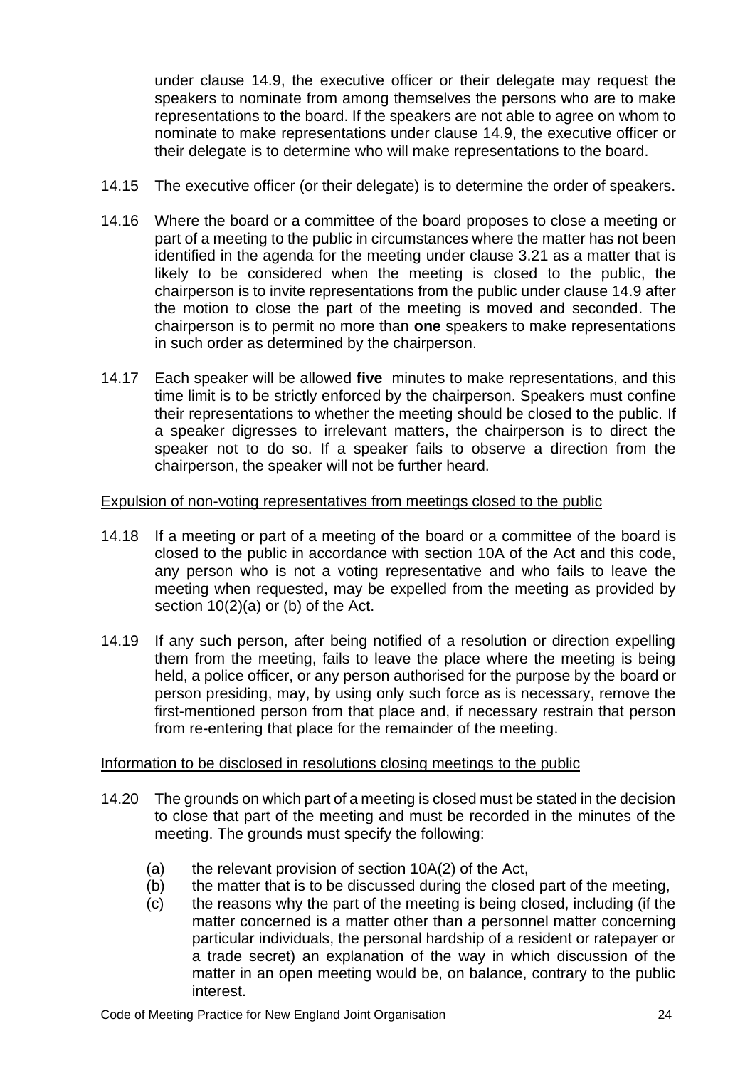under clause 14.9, the executive officer or their delegate may request the speakers to nominate from among themselves the persons who are to make representations to the board. If the speakers are not able to agree on whom to nominate to make representations under clause 14.9, the executive officer or their delegate is to determine who will make representations to the board.

14.15 The executive officer (or their delegate) is to determine the order of speakers.

14.16 Where the board or a committee of the board proposes to close a meeting or part of a meeting to the public in circumstances where the matter has not been identified in the agenda for the meeting under clause 3.21 as a matter that is likely to be considered when the meeting is closed to the public, the chairperson is to invite representations from the public under clause 14.9 after the motion to close the part of the meeting is moved and seconded. The chairperson is to permit no more than **one** speakers to make representations in such order as determined by the chairperson.

14.17 Each speaker will be allowed **five** minutes to make representations, and this time limit is to be strictly enforced by the chairperson. Speakers must confine their representations to whether the meeting should be closed to the public. If a speaker digresses to irrelevant matters, the chairperson is to direct the speaker not to do so. If a speaker fails to observe a direction from the chairperson, the speaker will not be further heard.

Expulsion of non-voting representatives from meetings closed to the public

14.18 If a meeting or part of a meeting of the board or a committee of the board is closed to the public in accordance with section 10A of the Act and this code, any person who is not a voting representative and who fails to leave the meeting when requested, may be expelled from the meeting as provided by section 10(2)(a) or (b) of the Act.

14.19 If any such person, after being notified of a resolution or direction expelling them from the meeting, fails to leave the place where the meeting is being held, a police officer, or any person authorised for the purpose by the board or person presiding, may, by using only such force as is necessary, remove the first-mentioned person from that place and, if necessary restrain that person from re-entering that place for the remainder of the meeting.

Information to be disclosed in resolutions closing meetings to the public

14.20 The grounds on which part of a meeting is closed must be stated in the decision to close that part of the meeting and must be recorded in the minutes of the meeting. The grounds must specify the following:

(a) the relevant provision of section 10A(2) of the Act,
(b) the matter that is to be discussed during the closed part of the meeting,
(c) the reasons why the part of the meeting is being closed, including (if the matter concerned is a matter other than a personnel matter concerning particular individuals, the personal hardship of a resident or ratepayer or a trade secret) an explanation of the way in which discussion of the matter in an open meeting would be, on balance, contrary to the public interest.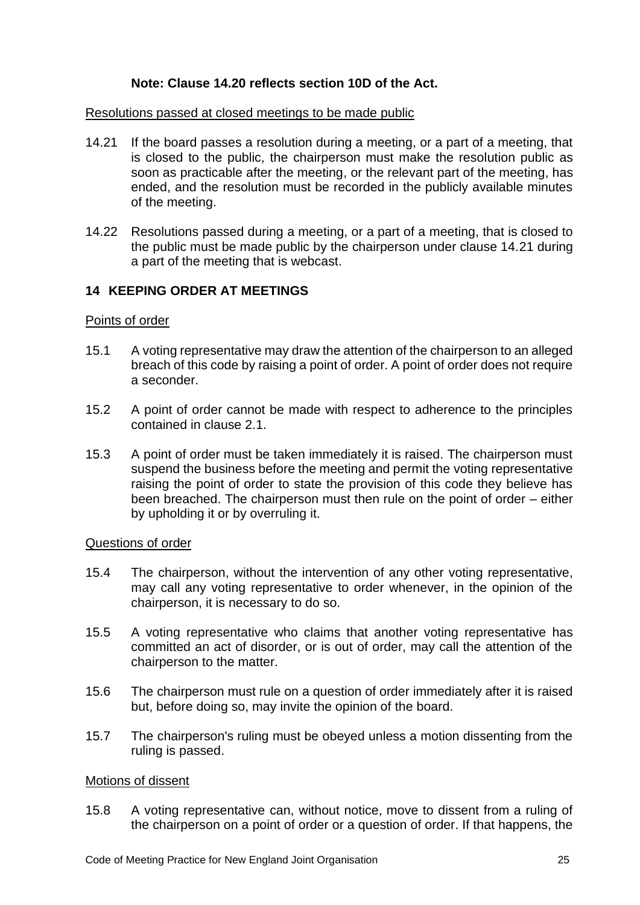**Note: Clause 14.20 reflects section 10D of the Act.**

Resolutions passed at closed meetings to be made public

14.21 If the board passes a resolution during a meeting, or a part of a meeting, that is closed to the public, the chairperson must make the resolution public as soon as practicable after the meeting, or the relevant part of the meeting, has ended, and the resolution must be recorded in the publicly available minutes of the meeting.

14.22 Resolutions passed during a meeting, or a part of a meeting, that is closed to the public must be made public by the chairperson under clause 14.21 during a part of the meeting that is webcast.

## 14 KEEPING ORDER AT MEETINGS

Points of order

15.1 A voting representative may draw the attention of the chairperson to an alleged breach of this code by raising a point of order. A point of order does not require a seconder.

15.2 A point of order cannot be made with respect to adherence to the principles contained in clause 2.1.

15.3 A point of order must be taken immediately it is raised. The chairperson must suspend the business before the meeting and permit the voting representative raising the point of order to state the provision of this code they believe has been breached. The chairperson must then rule on the point of order – either by upholding it or by overruling it.

Questions of order

15.4 The chairperson, without the intervention of any other voting representative, may call any voting representative to order whenever, in the opinion of the chairperson, it is necessary to do so.

15.5 A voting representative who claims that another voting representative has committed an act of disorder, or is out of order, may call the attention of the chairperson to the matter.

15.6 The chairperson must rule on a question of order immediately after it is raised but, before doing so, may invite the opinion of the board.

15.7 The chairperson's ruling must be obeyed unless a motion dissenting from the ruling is passed.

Motions of dissent

15.8 A voting representative can, without notice, move to dissent from a ruling of the chairperson on a point of order or a question of order. If that happens, the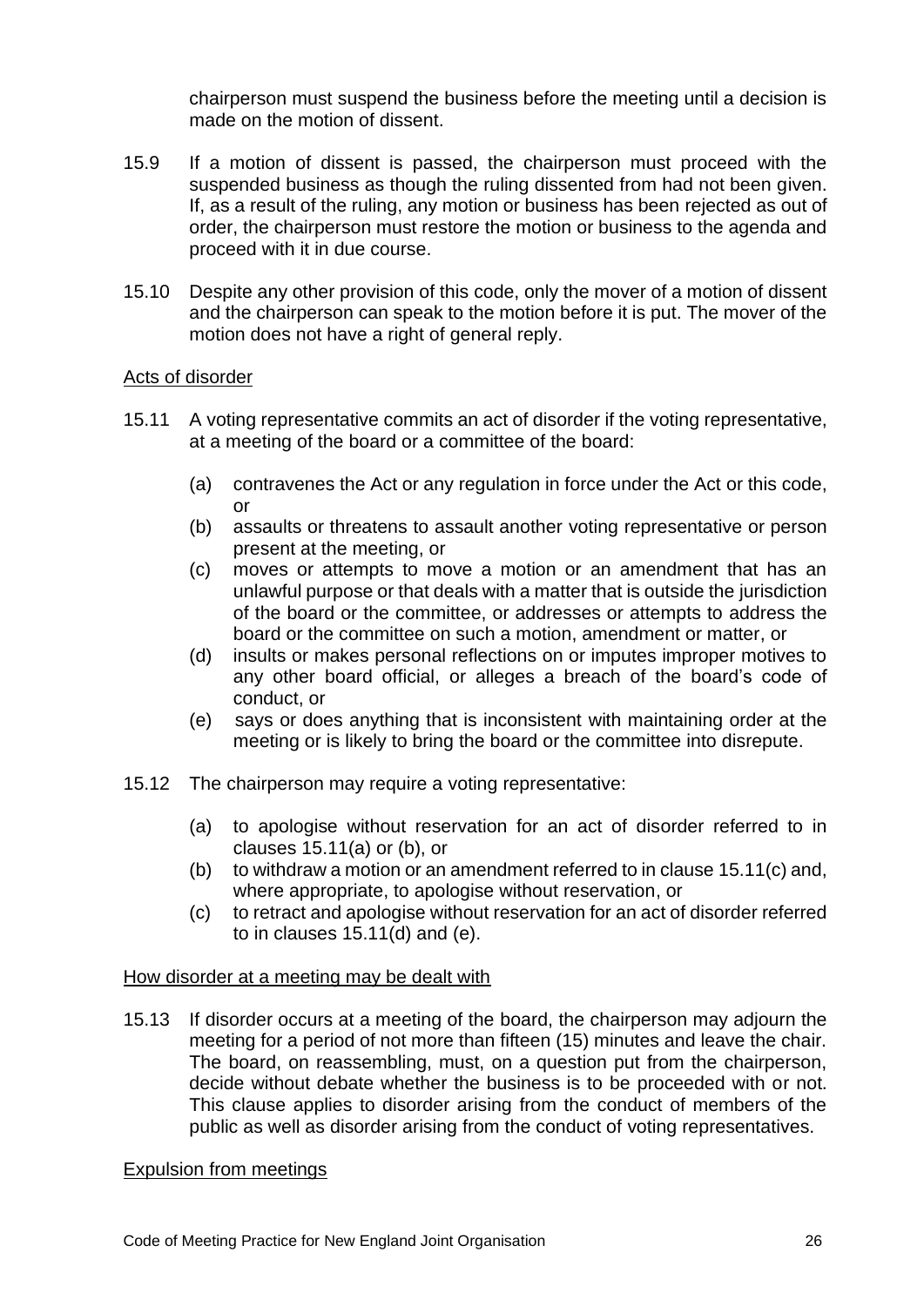chairperson must suspend the business before the meeting until a decision is made on the motion of dissent.

15.9 If a motion of dissent is passed, the chairperson must proceed with the suspended business as though the ruling dissented from had not been given. If, as a result of the ruling, any motion or business has been rejected as out of order, the chairperson must restore the motion or business to the agenda and proceed with it in due course.

15.10 Despite any other provision of this code, only the mover of a motion of dissent and the chairperson can speak to the motion before it is put. The mover of the motion does not have a right of general reply.

Acts of disorder

15.11 A voting representative commits an act of disorder if the voting representative, at a meeting of the board or a committee of the board:

(a) contravenes the Act or any regulation in force under the Act or this code, or
(b) assaults or threatens to assault another voting representative or person present at the meeting, or
(c) moves or attempts to move a motion or an amendment that has an unlawful purpose or that deals with a matter that is outside the jurisdiction of the board or the committee, or addresses or attempts to address the board or the committee on such a motion, amendment or matter, or
(d) insults or makes personal reflections on or imputes improper motives to any other board official, or alleges a breach of the board's code of conduct, or
(e) says or does anything that is inconsistent with maintaining order at the meeting or is likely to bring the board or the committee into disrepute.

15.12 The chairperson may require a voting representative:

(a) to apologise without reservation for an act of disorder referred to in clauses 15.11(a) or (b), or
(b) to withdraw a motion or an amendment referred to in clause 15.11(c) and, where appropriate, to apologise without reservation, or
(c) to retract and apologise without reservation for an act of disorder referred to in clauses 15.11(d) and (e).

How disorder at a meeting may be dealt with

15.13 If disorder occurs at a meeting of the board, the chairperson may adjourn the meeting for a period of not more than fifteen (15) minutes and leave the chair. The board, on reassembling, must, on a question put from the chairperson, decide without debate whether the business is to be proceeded with or not. This clause applies to disorder arising from the conduct of members of the public as well as disorder arising from the conduct of voting representatives.

Expulsion from meetings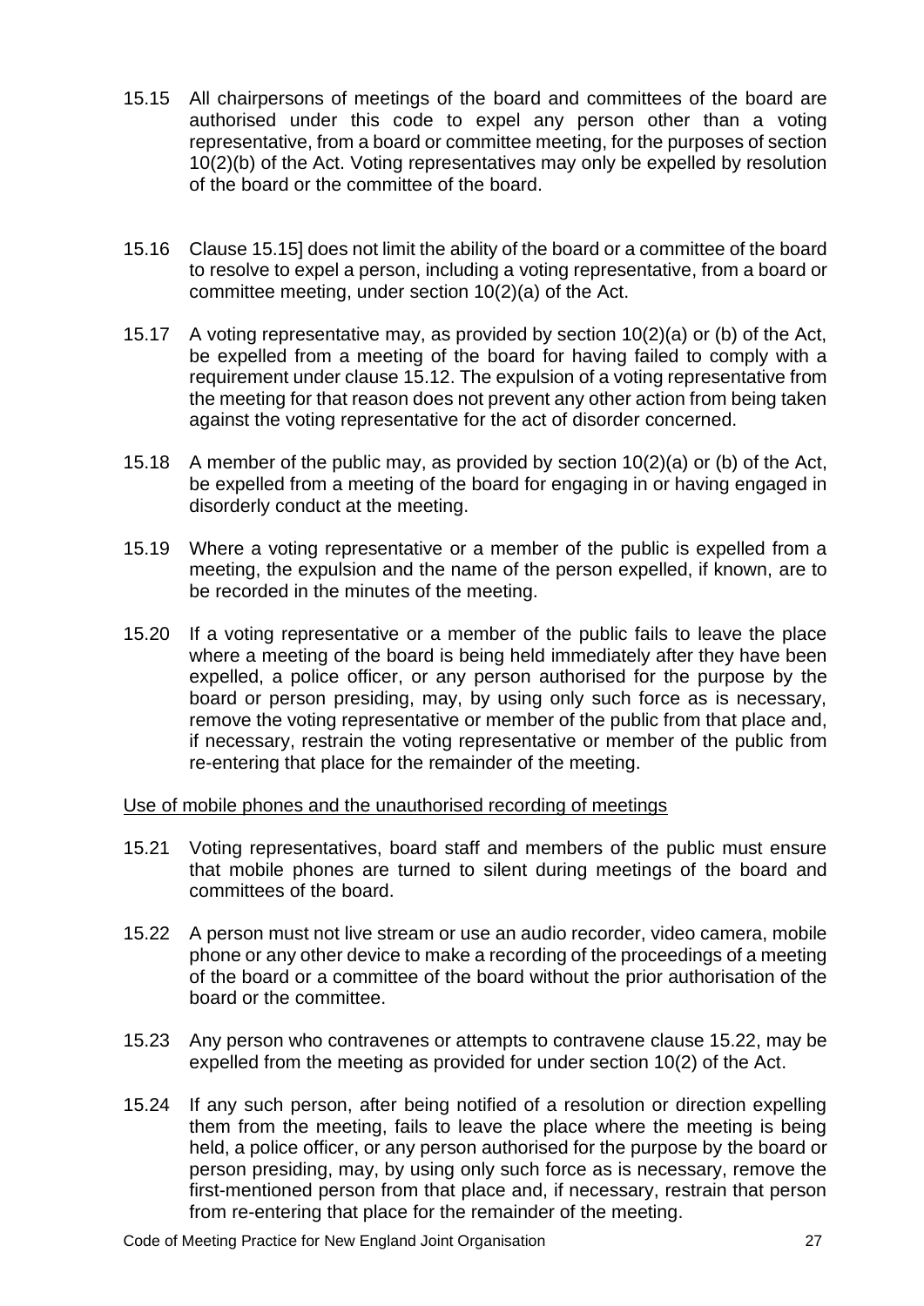15.15 All chairpersons of meetings of the board and committees of the board are authorised under this code to expel any person other than a voting representative, from a board or committee meeting, for the purposes of section 10(2)(b) of the Act. Voting representatives may only be expelled by resolution of the board or the committee of the board.

15.16 Clause 15.15] does not limit the ability of the board or a committee of the board to resolve to expel a person, including a voting representative, from a board or committee meeting, under section 10(2)(a) of the Act.

15.17 A voting representative may, as provided by section 10(2)(a) or (b) of the Act, be expelled from a meeting of the board for having failed to comply with a requirement under clause 15.12. The expulsion of a voting representative from the meeting for that reason does not prevent any other action from being taken against the voting representative for the act of disorder concerned.

15.18 A member of the public may, as provided by section 10(2)(a) or (b) of the Act, be expelled from a meeting of the board for engaging in or having engaged in disorderly conduct at the meeting.

15.19 Where a voting representative or a member of the public is expelled from a meeting, the expulsion and the name of the person expelled, if known, are to be recorded in the minutes of the meeting.

15.20 If a voting representative or a member of the public fails to leave the place where a meeting of the board is being held immediately after they have been expelled, a police officer, or any person authorised for the purpose by the board or person presiding, may, by using only such force as is necessary, remove the voting representative or member of the public from that place and, if necessary, restrain the voting representative or member of the public from re-entering that place for the remainder of the meeting.

Use of mobile phones and the unauthorised recording of meetings

15.21 Voting representatives, board staff and members of the public must ensure that mobile phones are turned to silent during meetings of the board and committees of the board.

15.22 A person must not live stream or use an audio recorder, video camera, mobile phone or any other device to make a recording of the proceedings of a meeting of the board or a committee of the board without the prior authorisation of the board or the committee.

15.23 Any person who contravenes or attempts to contravene clause 15.22, may be expelled from the meeting as provided for under section 10(2) of the Act.

15.24 If any such person, after being notified of a resolution or direction expelling them from the meeting, fails to leave the place where the meeting is being held, a police officer, or any person authorised for the purpose by the board or person presiding, may, by using only such force as is necessary, remove the first-mentioned person from that place and, if necessary, restrain that person from re-entering that place for the remainder of the meeting.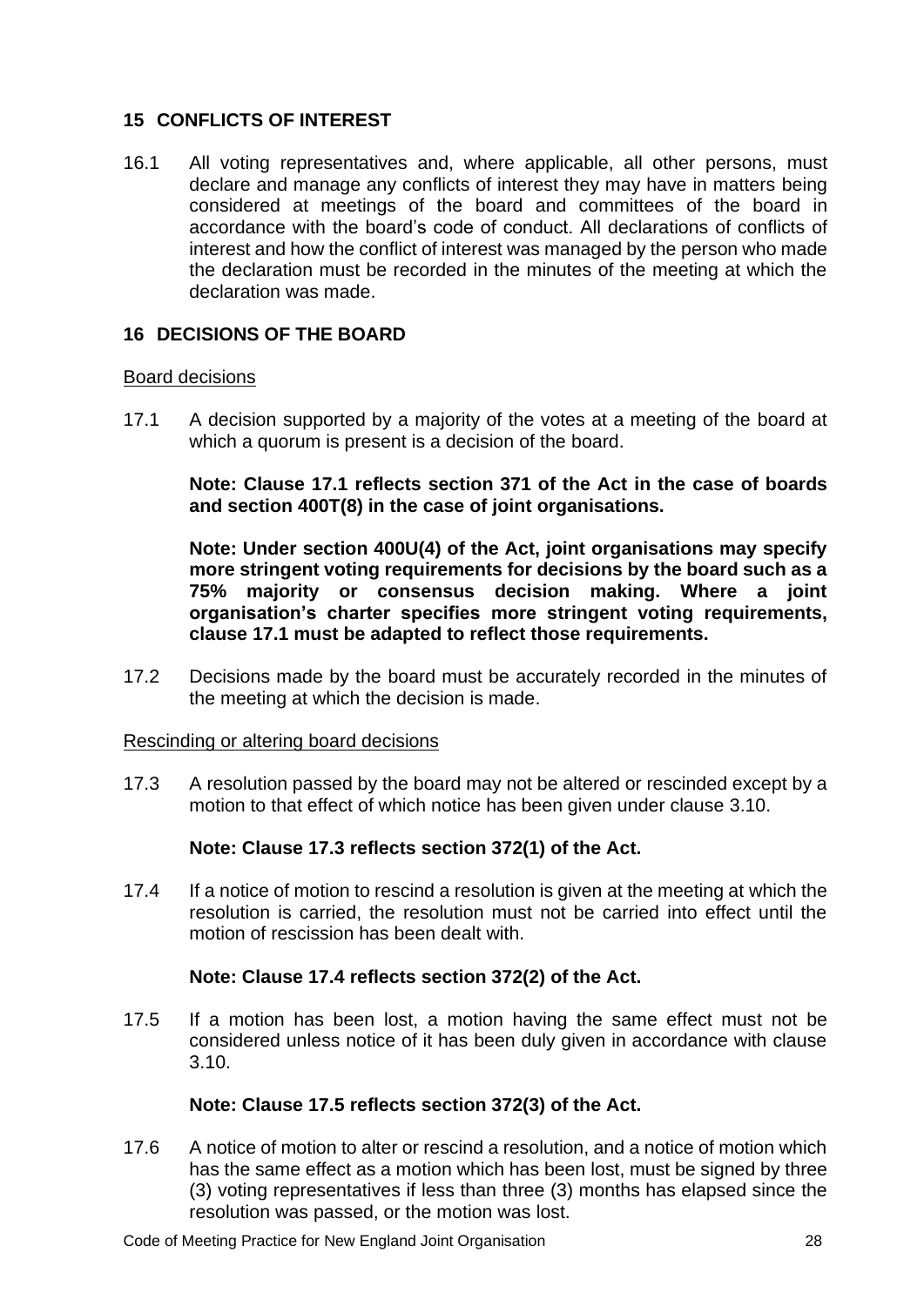## 15 CONFLICTS OF INTEREST

16.1 All voting representatives and, where applicable, all other persons, must declare and manage any conflicts of interest they may have in matters being considered at meetings of the board and committees of the board in accordance with the board's code of conduct. All declarations of conflicts of interest and how the conflict of interest was managed by the person who made the declaration must be recorded in the minutes of the meeting at which the declaration was made.

## 16 DECISIONS OF THE BOARD

Board decisions

17.1 A decision supported by a majority of the votes at a meeting of the board at which a quorum is present is a decision of the board.

**Note: Clause 17.1 reflects section 371 of the Act in the case of boards and section 400T(8) in the case of joint organisations.**

**Note: Under section 400U(4) of the Act, joint organisations may specify more stringent voting requirements for decisions by the board such as a 75% majority or consensus decision making. Where a joint organisation's charter specifies more stringent voting requirements, clause 17.1 must be adapted to reflect those requirements.**

17.2 Decisions made by the board must be accurately recorded in the minutes of the meeting at which the decision is made.

Rescinding or altering board decisions

17.3 A resolution passed by the board may not be altered or rescinded except by a motion to that effect of which notice has been given under clause 3.10.

**Note: Clause 17.3 reflects section 372(1) of the Act.**

17.4 If a notice of motion to rescind a resolution is given at the meeting at which the resolution is carried, the resolution must not be carried into effect until the motion of rescission has been dealt with.

**Note: Clause 17.4 reflects section 372(2) of the Act.**

17.5 If a motion has been lost, a motion having the same effect must not be considered unless notice of it has been duly given in accordance with clause 3.10.

**Note: Clause 17.5 reflects section 372(3) of the Act.**

17.6 A notice of motion to alter or rescind a resolution, and a notice of motion which has the same effect as a motion which has been lost, must be signed by three (3) voting representatives if less than three (3) months has elapsed since the resolution was passed, or the motion was lost.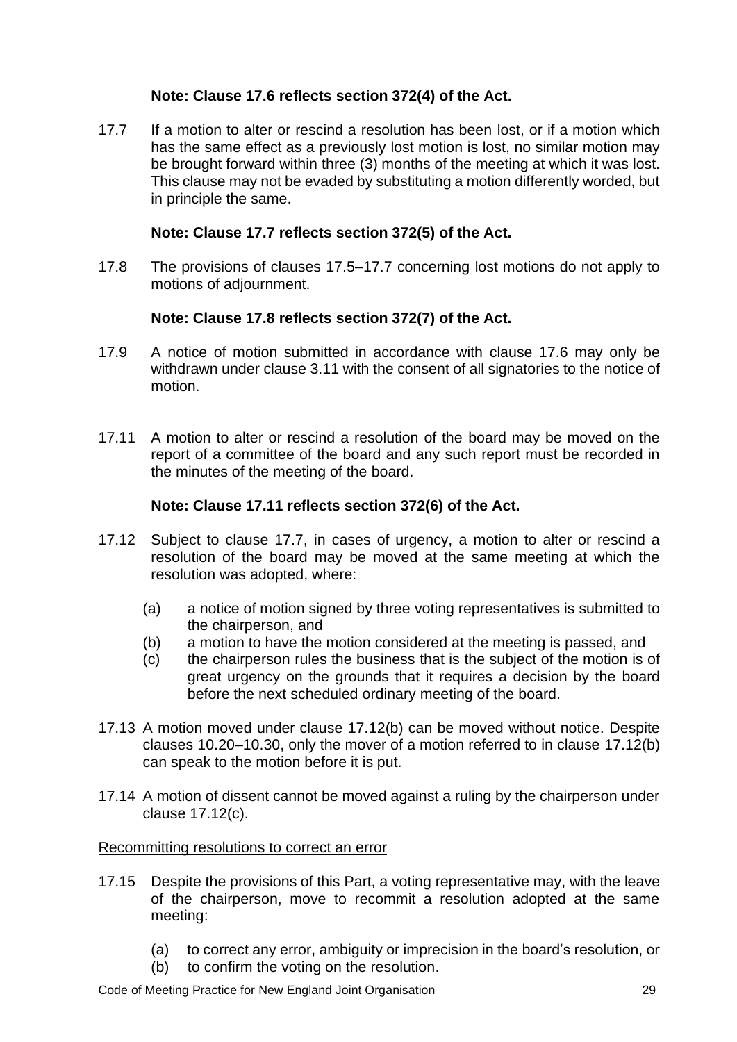**Note: Clause 17.6 reflects section 372(4) of the Act.**

17.7 If a motion to alter or rescind a resolution has been lost, or if a motion which has the same effect as a previously lost motion is lost, no similar motion may be brought forward within three (3) months of the meeting at which it was lost. This clause may not be evaded by substituting a motion differently worded, but in principle the same.

**Note: Clause 17.7 reflects section 372(5) of the Act.**

17.8 The provisions of clauses 17.5–17.7 concerning lost motions do not apply to motions of adjournment.

**Note: Clause 17.8 reflects section 372(7) of the Act.**

17.9 A notice of motion submitted in accordance with clause 17.6 may only be withdrawn under clause 3.11 with the consent of all signatories to the notice of motion.

17.11 A motion to alter or rescind a resolution of the board may be moved on the report of a committee of the board and any such report must be recorded in the minutes of the meeting of the board.

**Note: Clause 17.11 reflects section 372(6) of the Act.**

17.12 Subject to clause 17.7, in cases of urgency, a motion to alter or rescind a resolution of the board may be moved at the same meeting at which the resolution was adopted, where:

- (a) a notice of motion signed by three voting representatives is submitted to the chairperson, and
- (b) a motion to have the motion considered at the meeting is passed, and
- (c) the chairperson rules the business that is the subject of the motion is of great urgency on the grounds that it requires a decision by the board before the next scheduled ordinary meeting of the board.

17.13 A motion moved under clause 17.12(b) can be moved without notice. Despite clauses 10.20–10.30, only the mover of a motion referred to in clause 17.12(b) can speak to the motion before it is put.

17.14 A motion of dissent cannot be moved against a ruling by the chairperson under clause 17.12(c).

Recommitting resolutions to correct an error

17.15 Despite the provisions of this Part, a voting representative may, with the leave of the chairperson, move to recommit a resolution adopted at the same meeting:

- (a) to correct any error, ambiguity or imprecision in the board's resolution, or
- (b) to confirm the voting on the resolution.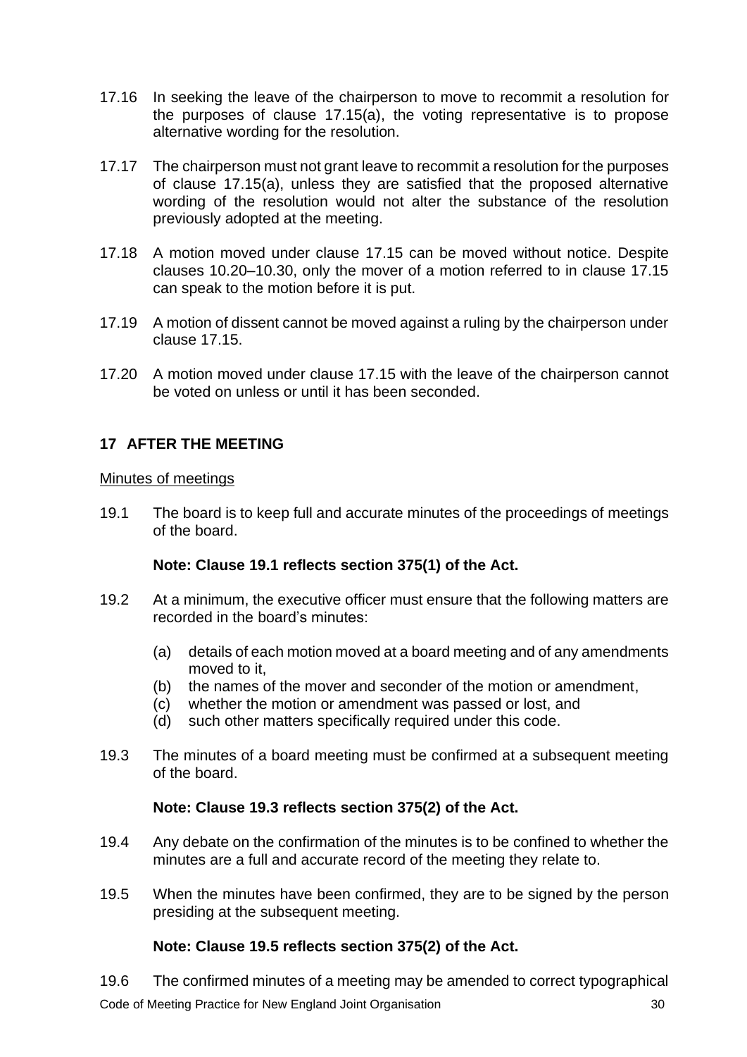17.16 In seeking the leave of the chairperson to move to recommit a resolution for the purposes of clause 17.15(a), the voting representative is to propose alternative wording for the resolution.

17.17 The chairperson must not grant leave to recommit a resolution for the purposes of clause 17.15(a), unless they are satisfied that the proposed alternative wording of the resolution would not alter the substance of the resolution previously adopted at the meeting.

17.18 A motion moved under clause 17.15 can be moved without notice. Despite clauses 10.20–10.30, only the mover of a motion referred to in clause 17.15 can speak to the motion before it is put.

17.19 A motion of dissent cannot be moved against a ruling by the chairperson under clause 17.15.

17.20 A motion moved under clause 17.15 with the leave of the chairperson cannot be voted on unless or until it has been seconded.

## 17 AFTER THE MEETING

Minutes of meetings

19.1 The board is to keep full and accurate minutes of the proceedings of meetings of the board.

**Note: Clause 19.1 reflects section 375(1) of the Act.**

19.2 At a minimum, the executive officer must ensure that the following matters are recorded in the board's minutes:

(a) details of each motion moved at a board meeting and of any amendments moved to it,
(b) the names of the mover and seconder of the motion or amendment,
(c) whether the motion or amendment was passed or lost, and
(d) such other matters specifically required under this code.

19.3 The minutes of a board meeting must be confirmed at a subsequent meeting of the board.

**Note: Clause 19.3 reflects section 375(2) of the Act.**

19.4 Any debate on the confirmation of the minutes is to be confined to whether the minutes are a full and accurate record of the meeting they relate to.

19.5 When the minutes have been confirmed, they are to be signed by the person presiding at the subsequent meeting.

**Note: Clause 19.5 reflects section 375(2) of the Act.**

19.6 The confirmed minutes of a meeting may be amended to correct typographical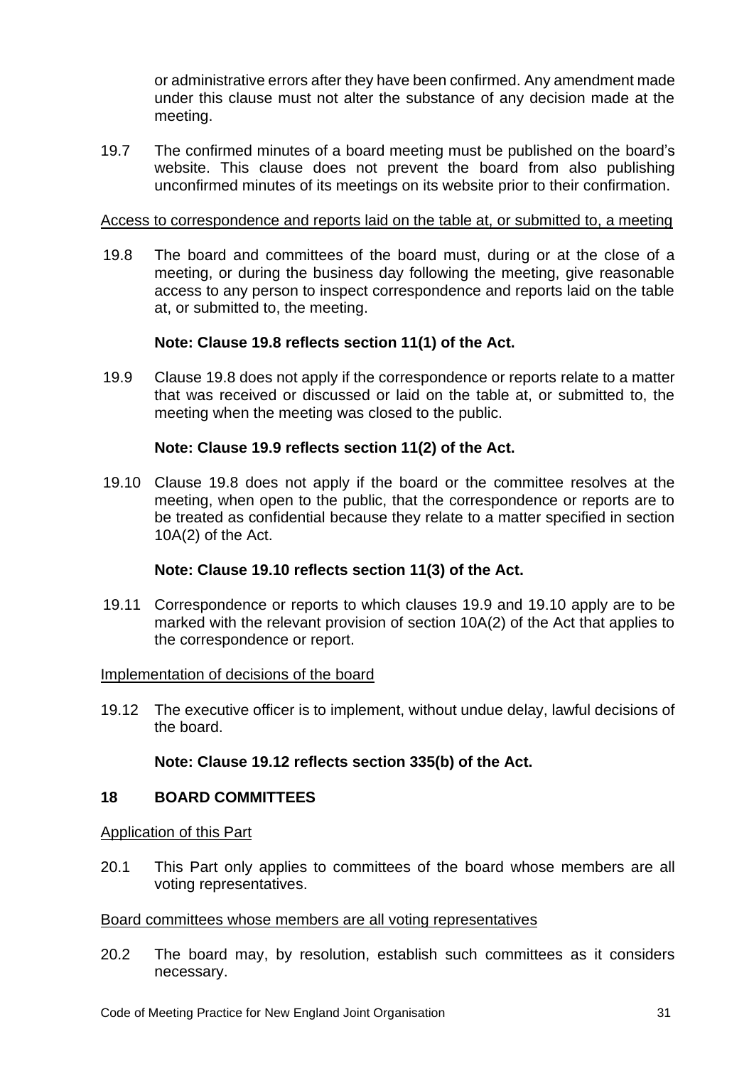or administrative errors after they have been confirmed. Any amendment made under this clause must not alter the substance of any decision made at the meeting.

19.7 The confirmed minutes of a board meeting must be published on the board's website. This clause does not prevent the board from also publishing unconfirmed minutes of its meetings on its website prior to their confirmation.

Access to correspondence and reports laid on the table at, or submitted to, a meeting

19.8 The board and committees of the board must, during or at the close of a meeting, or during the business day following the meeting, give reasonable access to any person to inspect correspondence and reports laid on the table at, or submitted to, the meeting.

**Note: Clause 19.8 reflects section 11(1) of the Act.**

19.9 Clause 19.8 does not apply if the correspondence or reports relate to a matter that was received or discussed or laid on the table at, or submitted to, the meeting when the meeting was closed to the public.

**Note: Clause 19.9 reflects section 11(2) of the Act.**

19.10 Clause 19.8 does not apply if the board or the committee resolves at the meeting, when open to the public, that the correspondence or reports are to be treated as confidential because they relate to a matter specified in section 10A(2) of the Act.

**Note: Clause 19.10 reflects section 11(3) of the Act.**

19.11 Correspondence or reports to which clauses 19.9 and 19.10 apply are to be marked with the relevant provision of section 10A(2) of the Act that applies to the correspondence or report.

Implementation of decisions of the board

19.12 The executive officer is to implement, without undue delay, lawful decisions of the board.

**Note: Clause 19.12 reflects section 335(b) of the Act.**

## 18 BOARD COMMITTEES

Application of this Part

20.1 This Part only applies to committees of the board whose members are all voting representatives.

Board committees whose members are all voting representatives

20.2 The board may, by resolution, establish such committees as it considers necessary.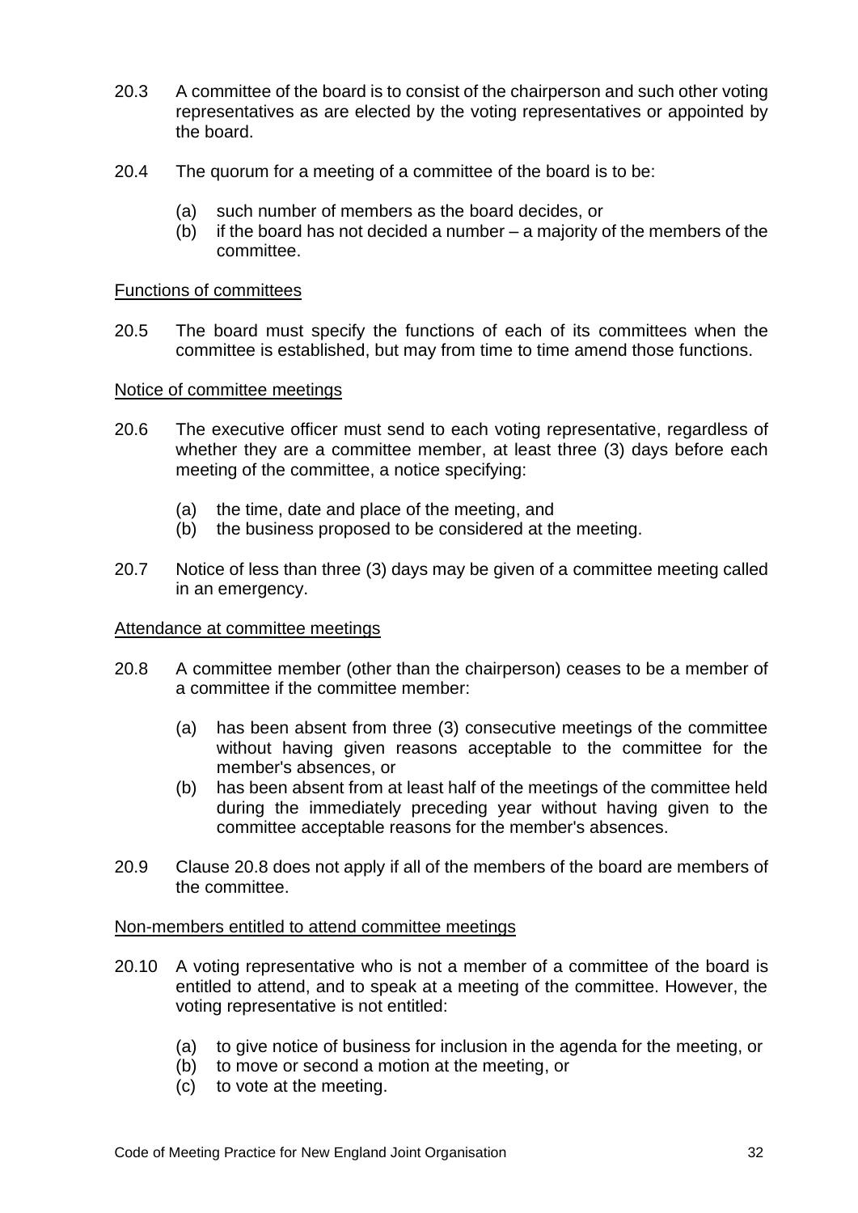20.3 A committee of the board is to consist of the chairperson and such other voting representatives as are elected by the voting representatives or appointed by the board.

20.4 The quorum for a meeting of a committee of the board is to be:

(a) such number of members as the board decides, or
(b) if the board has not decided a number – a majority of the members of the committee.

<u>Functions of committees</u>

20.5 The board must specify the functions of each of its committees when the committee is established, but may from time to time amend those functions.

<u>Notice of committee meetings</u>

20.6 The executive officer must send to each voting representative, regardless of whether they are a committee member, at least three (3) days before each meeting of the committee, a notice specifying:

(a) the time, date and place of the meeting, and
(b) the business proposed to be considered at the meeting.

20.7 Notice of less than three (3) days may be given of a committee meeting called in an emergency.

<u>Attendance at committee meetings</u>

20.8 A committee member (other than the chairperson) ceases to be a member of a committee if the committee member:

(a) has been absent from three (3) consecutive meetings of the committee without having given reasons acceptable to the committee for the member's absences, or
(b) has been absent from at least half of the meetings of the committee held during the immediately preceding year without having given to the committee acceptable reasons for the member's absences.

20.9 Clause 20.8 does not apply if all of the members of the board are members of the committee.

<u>Non-members entitled to attend committee meetings</u>

20.10 A voting representative who is not a member of a committee of the board is entitled to attend, and to speak at a meeting of the committee. However, the voting representative is not entitled:

(a) to give notice of business for inclusion in the agenda for the meeting, or
(b) to move or second a motion at the meeting, or
(c) to vote at the meeting.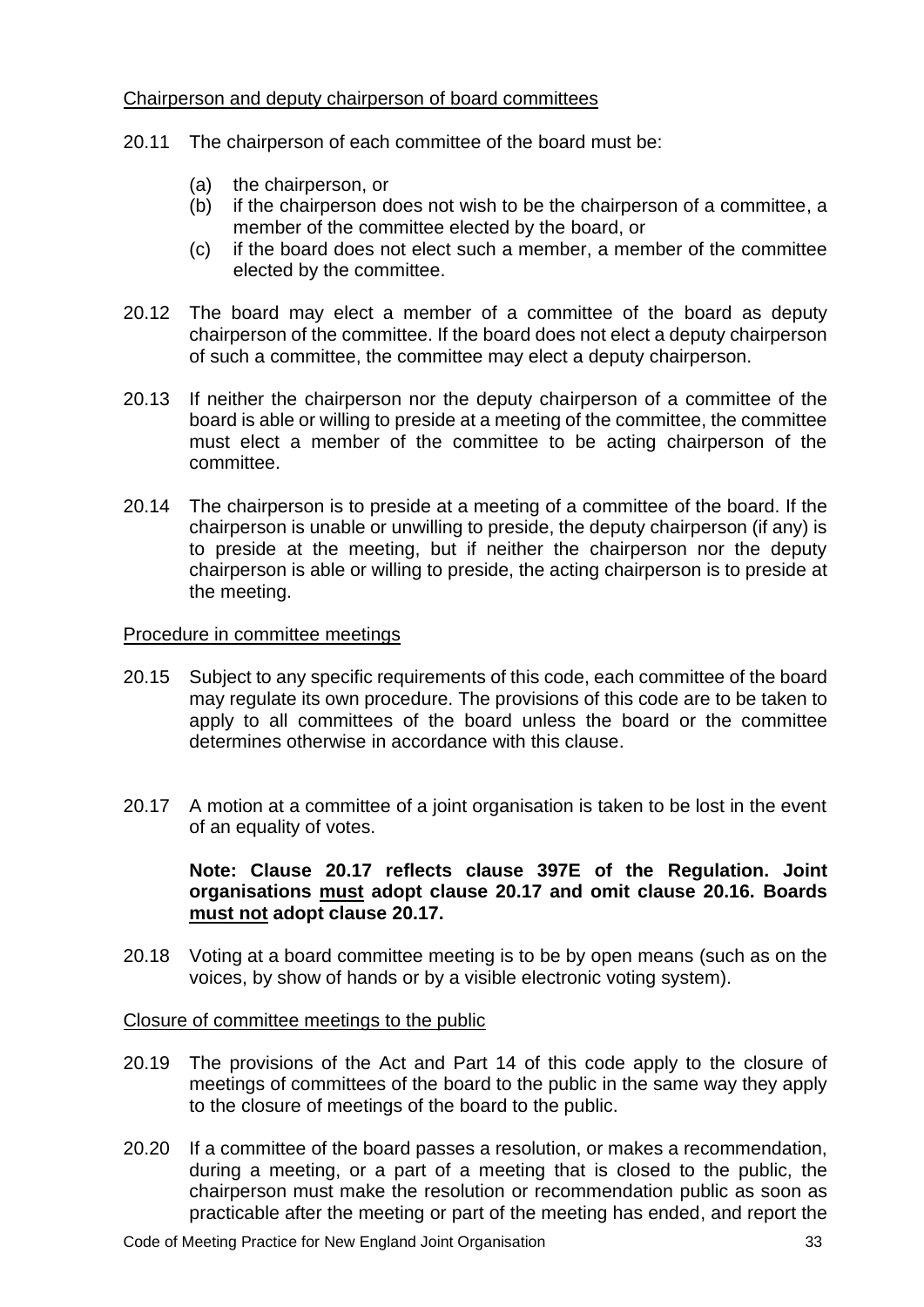Chairperson and deputy chairperson of board committees

20.11 The chairperson of each committee of the board must be:

(a) the chairperson, or
(b) if the chairperson does not wish to be the chairperson of a committee, a member of the committee elected by the board, or
(c) if the board does not elect such a member, a member of the committee elected by the committee.

20.12 The board may elect a member of a committee of the board as deputy chairperson of the committee. If the board does not elect a deputy chairperson of such a committee, the committee may elect a deputy chairperson.

20.13 If neither the chairperson nor the deputy chairperson of a committee of the board is able or willing to preside at a meeting of the committee, the committee must elect a member of the committee to be acting chairperson of the committee.

20.14 The chairperson is to preside at a meeting of a committee of the board. If the chairperson is unable or unwilling to preside, the deputy chairperson (if any) is to preside at the meeting, but if neither the chairperson nor the deputy chairperson is able or willing to preside, the acting chairperson is to preside at the meeting.

Procedure in committee meetings

20.15 Subject to any specific requirements of this code, each committee of the board may regulate its own procedure. The provisions of this code are to be taken to apply to all committees of the board unless the board or the committee determines otherwise in accordance with this clause.

20.17 A motion at a committee of a joint organisation is taken to be lost in the event of an equality of votes.

**Note: Clause 20.17 reflects clause 397E of the Regulation. Joint organisations must adopt clause 20.17 and omit clause 20.16. Boards must not adopt clause 20.17.**

20.18 Voting at a board committee meeting is to be by open means (such as on the voices, by show of hands or by a visible electronic voting system).

Closure of committee meetings to the public

20.19 The provisions of the Act and Part 14 of this code apply to the closure of meetings of committees of the board to the public in the same way they apply to the closure of meetings of the board to the public.

20.20 If a committee of the board passes a resolution, or makes a recommendation, during a meeting, or a part of a meeting that is closed to the public, the chairperson must make the resolution or recommendation public as soon as practicable after the meeting or part of the meeting has ended, and report the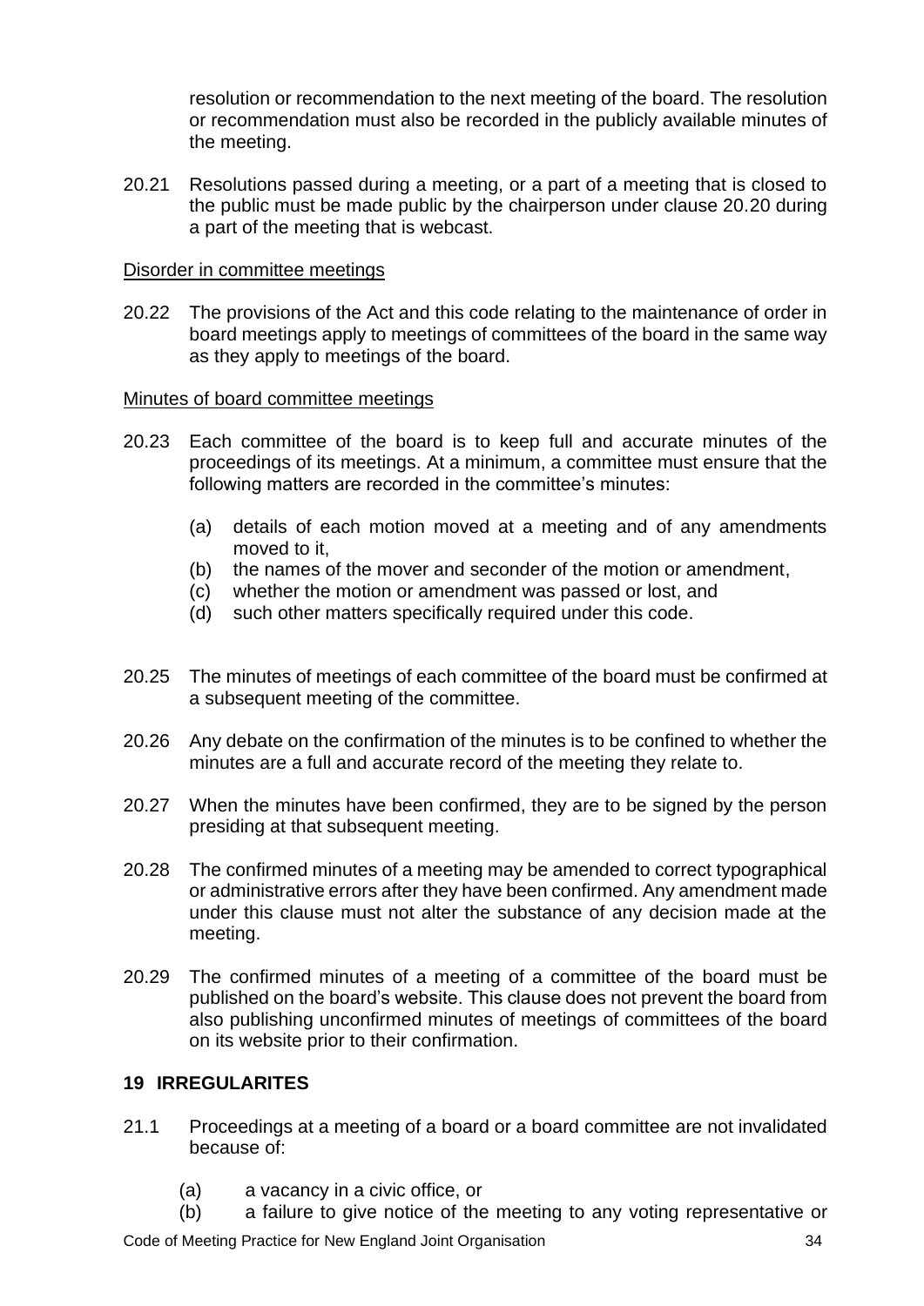resolution or recommendation to the next meeting of the board. The resolution or recommendation must also be recorded in the publicly available minutes of the meeting.

20.21 Resolutions passed during a meeting, or a part of a meeting that is closed to the public must be made public by the chairperson under clause 20.20 during a part of the meeting that is webcast.

Disorder in committee meetings

20.22 The provisions of the Act and this code relating to the maintenance of order in board meetings apply to meetings of committees of the board in the same way as they apply to meetings of the board.

Minutes of board committee meetings

20.23 Each committee of the board is to keep full and accurate minutes of the proceedings of its meetings. At a minimum, a committee must ensure that the following matters are recorded in the committee's minutes:

(a) details of each motion moved at a meeting and of any amendments moved to it,
(b) the names of the mover and seconder of the motion or amendment,
(c) whether the motion or amendment was passed or lost, and
(d) such other matters specifically required under this code.

20.25 The minutes of meetings of each committee of the board must be confirmed at a subsequent meeting of the committee.

20.26 Any debate on the confirmation of the minutes is to be confined to whether the minutes are a full and accurate record of the meeting they relate to.

20.27 When the minutes have been confirmed, they are to be signed by the person presiding at that subsequent meeting.

20.28 The confirmed minutes of a meeting may be amended to correct typographical or administrative errors after they have been confirmed. Any amendment made under this clause must not alter the substance of any decision made at the meeting.

20.29 The confirmed minutes of a meeting of a committee of the board must be published on the board's website. This clause does not prevent the board from also publishing unconfirmed minutes of meetings of committees of the board on its website prior to their confirmation.

## 19 IRREGULARITES

21.1 Proceedings at a meeting of a board or a board committee are not invalidated because of:

(a) a vacancy in a civic office, or
(b) a failure to give notice of the meeting to any voting representative or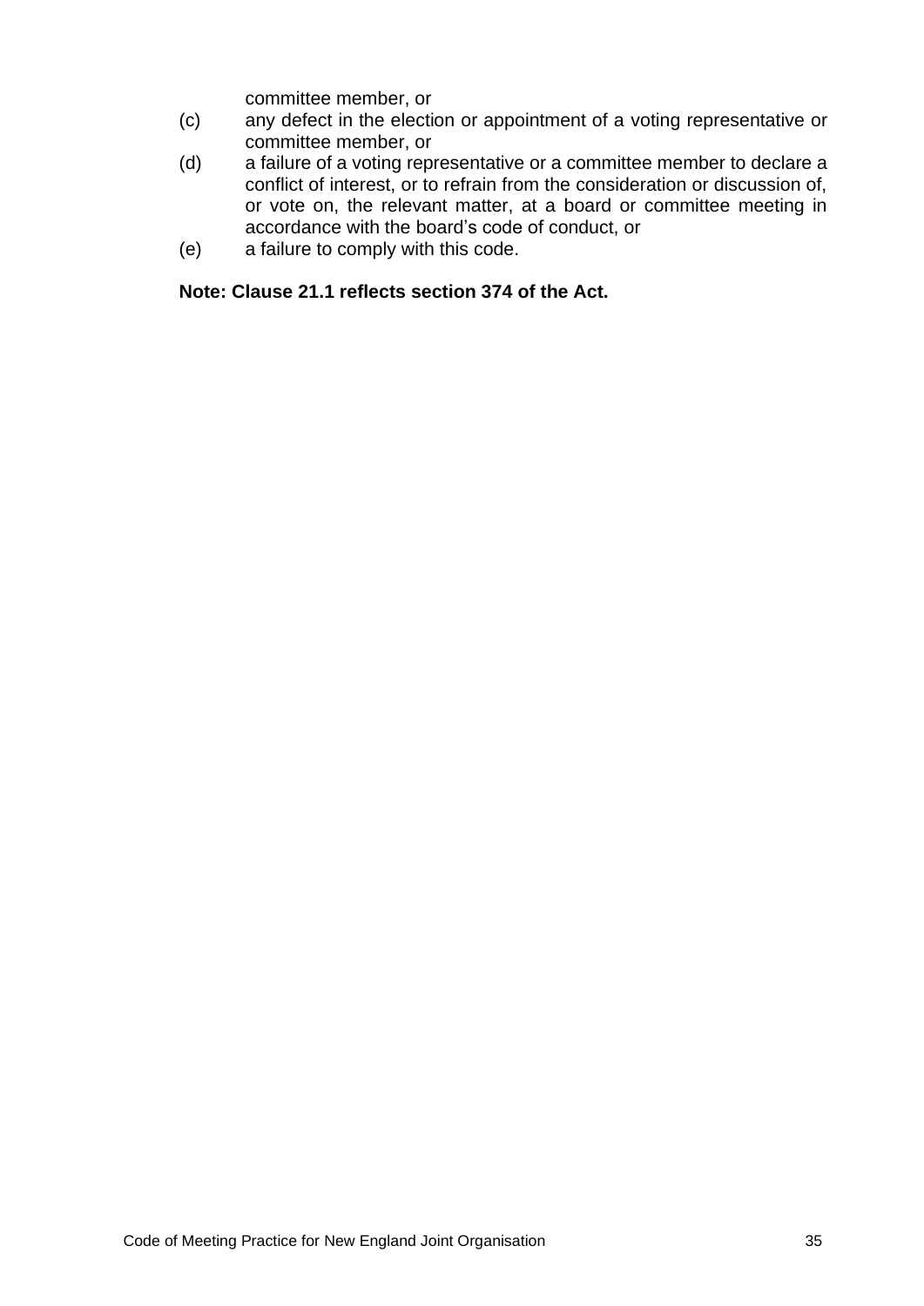committee member, or

(c) any defect in the election or appointment of a voting representative or committee member, or

(d) a failure of a voting representative or a committee member to declare a conflict of interest, or to refrain from the consideration or discussion of, or vote on, the relevant matter, at a board or committee meeting in accordance with the board's code of conduct, or

(e) a failure to comply with this code.

**Note: Clause 21.1 reflects section 374 of the Act.**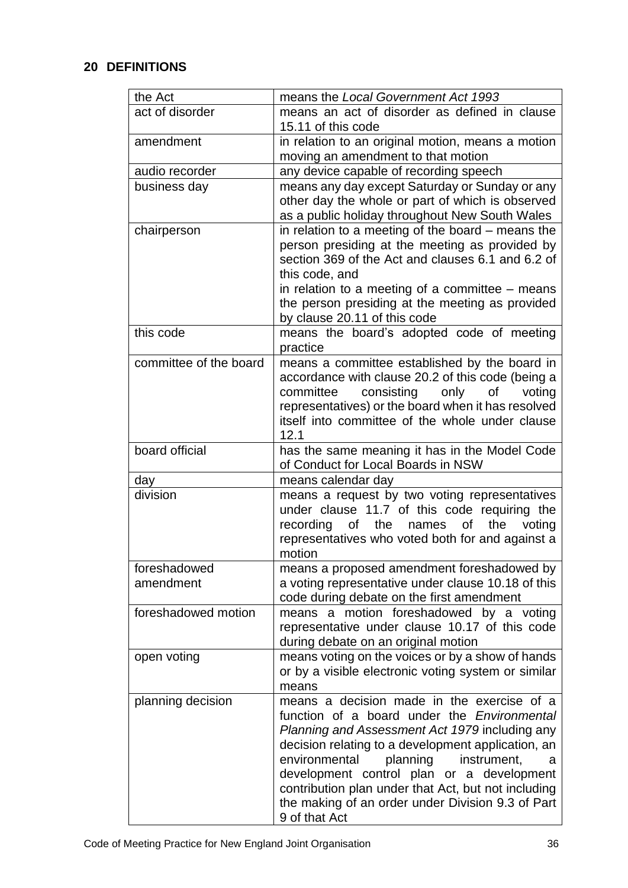## 20 DEFINITIONS

| | |
|---|---|
| the Act | means the *Local Government Act 1993* |
| act of disorder | means an act of disorder as defined in clause 15.11 of this code |
| amendment | in relation to an original motion, means a motion moving an amendment to that motion |
| audio recorder | any device capable of recording speech |
| business day | means any day except Saturday or Sunday or any other day the whole or part of which is observed as a public holiday throughout New South Wales |
| chairperson | in relation to a meeting of the board – means the person presiding at the meeting as provided by section 369 of the Act and clauses 6.1 and 6.2 of this code, and<br>in relation to a meeting of a committee – means the person presiding at the meeting as provided by clause 20.11 of this code |
| this code | means the board's adopted code of meeting practice |
| committee of the board | means a committee established by the board in accordance with clause 20.2 of this code (being a committee consisting only of voting representatives) or the board when it has resolved itself into committee of the whole under clause 12.1 |
| board official | has the same meaning it has in the Model Code of Conduct for Local Boards in NSW |
| day | means calendar day |
| division | means a request by two voting representatives under clause 11.7 of this code requiring the recording of the names of the voting representatives who voted both for and against a motion |
| foreshadowed amendment | means a proposed amendment foreshadowed by a voting representative under clause 10.18 of this code during debate on the first amendment |
| foreshadowed motion | means a motion foreshadowed by a voting representative under clause 10.17 of this code during debate on an original motion |
| open voting | means voting on the voices or by a show of hands or by a visible electronic voting system or similar means |
| planning decision | means a decision made in the exercise of a function of a board under the *Environmental Planning and Assessment Act 1979* including any decision relating to a development application, an environmental planning instrument, a development control plan or a development contribution plan under that Act, but not including the making of an order under Division 9.3 of Part 9 of that Act |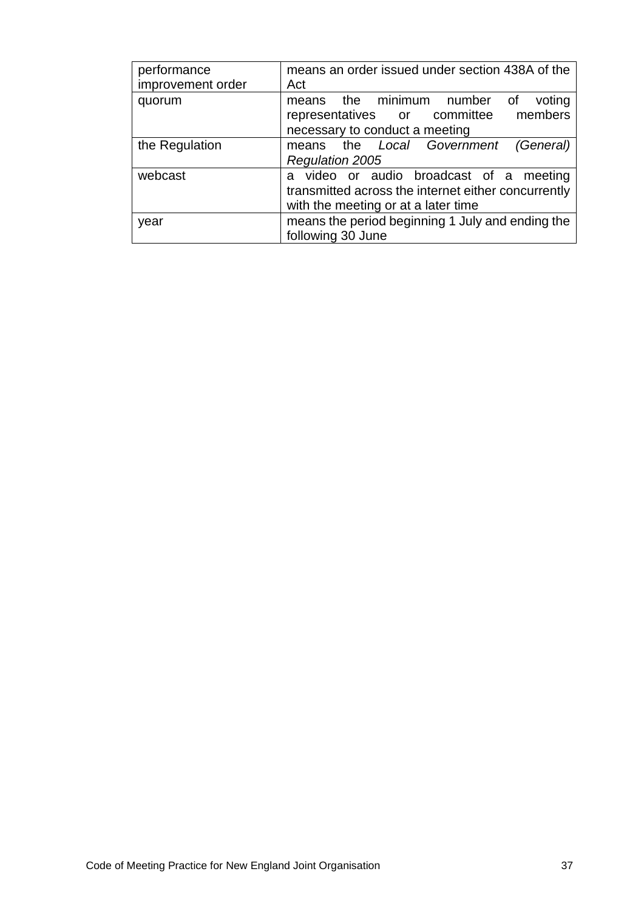| | |
|---|---|
| performance improvement order | means an order issued under section 438A of the Act |
| quorum | means the minimum number of voting representatives or committee members necessary to conduct a meeting |
| the Regulation | means the *Local Government (General) Regulation 2005* |
| webcast | a video or audio broadcast of a meeting transmitted across the internet either concurrently with the meeting or at a later time |
| year | means the period beginning 1 July and ending the following 30 June |